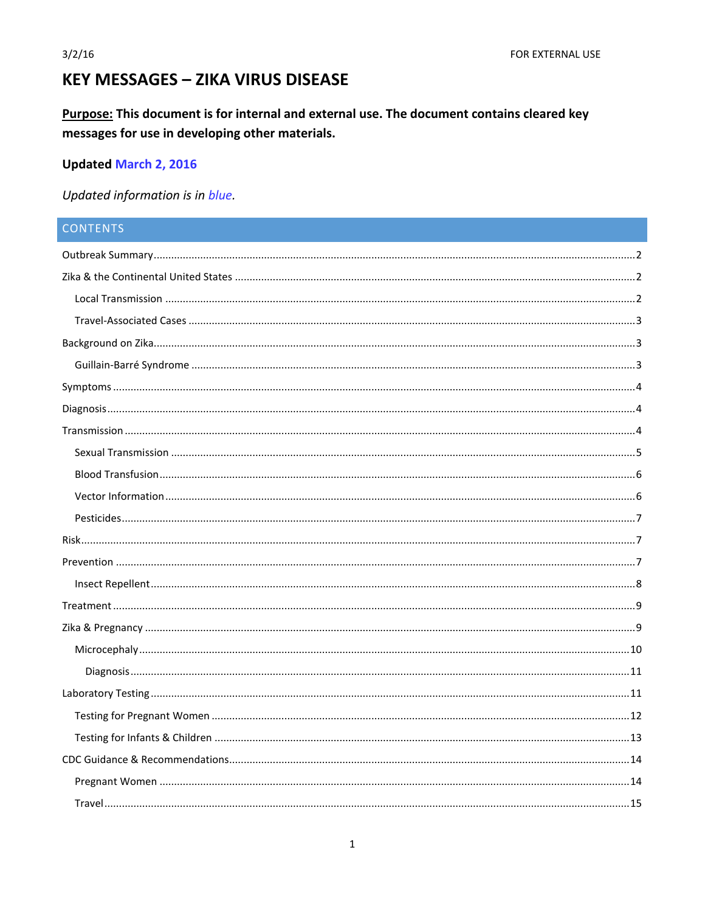# KEY MESSAGES – ZIKA VIRUS DISEASE

**Purpose: This document is for internal and external use. The document contains cleared key messages for use in developing other materials.**

**Updated March 2, 2016**

*Updated information is in blue.*

## CONTENTS

- Outbreak Summary ... 2
- Zika & the Continental United States ... 2
  - Local Transmission ... 2
  - Travel-Associated Cases ... 3
- Background on Zika ... 3
  - Guillain-Barré Syndrome ... 3
- Symptoms ... 4
- Diagnosis ... 4
- Transmission ... 4
  - Sexual Transmission ... 5
  - Blood Transfusion ... 6
  - Vector Information ... 6
  - Pesticides ... 7
- Risk ... 7
- Prevention ... 7
  - Insect Repellent ... 8
- Treatment ... 9
- Zika & Pregnancy ... 9
  - Microcephaly ... 10
    - Diagnosis ... 11
- Laboratory Testing ... 11
  - Testing for Pregnant Women ... 12
  - Testing for Infants & Children ... 13
- CDC Guidance & Recommendations ... 14
  - Pregnant Women ... 14
  - Travel ... 15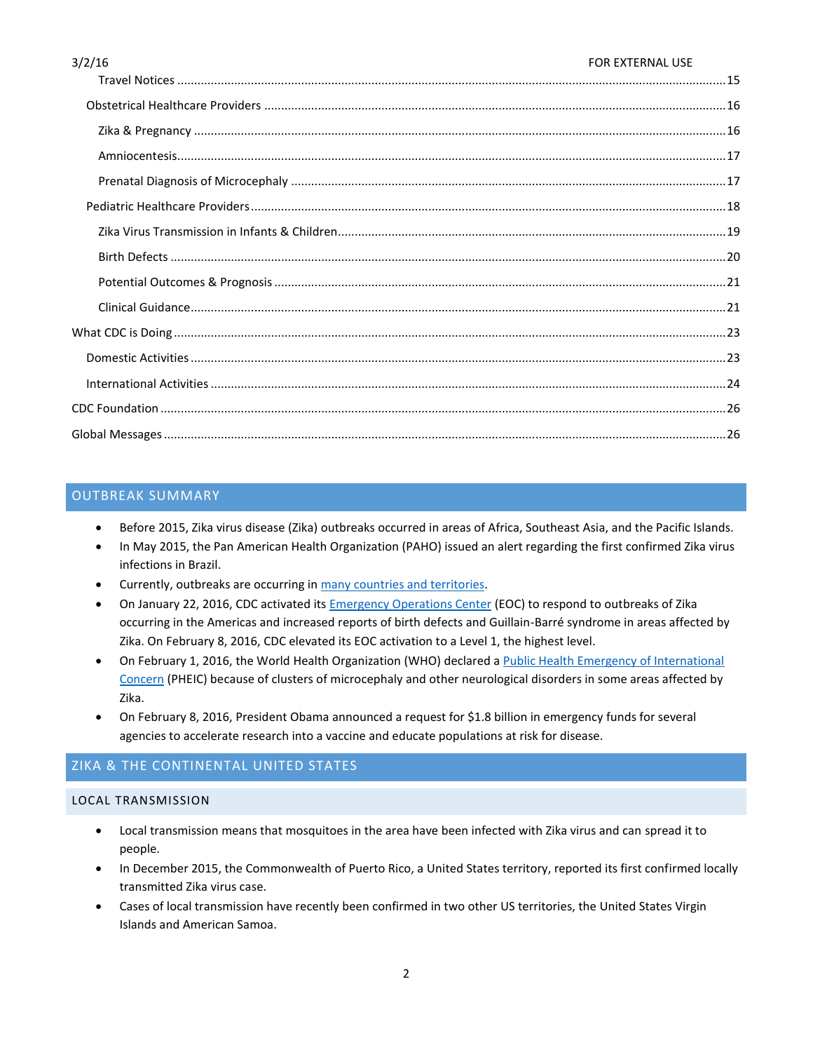Travel Notices ....................................................................................................................................................15

Obstetrical Healthcare Providers ........................................................................................................................16

Zika & Pregnancy ..............................................................................................................................................16

Amniocentesis....................................................................................................................................................17

Prenatal Diagnosis of Microcephaly ..................................................................................................................17

Pediatric Healthcare Providers............................................................................................................................18

Zika Virus Transmission in Infants & Children....................................................................................................19

Birth Defects ......................................................................................................................................................20

Potential Outcomes & Prognosis .......................................................................................................................21

Clinical Guidance...............................................................................................................................................21

What CDC is Doing ..................................................................................................................................................23

Domestic Activities ..............................................................................................................................................23

International Activities ........................................................................................................................................24

CDC Foundation ......................................................................................................................................................26

Global Messages ......................................................................................................................................................26

## OUTBREAK SUMMARY

- Before 2015, Zika virus disease (Zika) outbreaks occurred in areas of Africa, Southeast Asia, and the Pacific Islands.
- In May 2015, the Pan American Health Organization (PAHO) issued an alert regarding the first confirmed Zika virus infections in Brazil.
- Currently, outbreaks are occurring in many countries and territories.
- On January 22, 2016, CDC activated its Emergency Operations Center (EOC) to respond to outbreaks of Zika occurring in the Americas and increased reports of birth defects and Guillain-Barré syndrome in areas affected by Zika. On February 8, 2016, CDC elevated its EOC activation to a Level 1, the highest level.
- On February 1, 2016, the World Health Organization (WHO) declared a Public Health Emergency of International Concern (PHEIC) because of clusters of microcephaly and other neurological disorders in some areas affected by Zika.
- On February 8, 2016, President Obama announced a request for $1.8 billion in emergency funds for several agencies to accelerate research into a vaccine and educate populations at risk for disease.

## ZIKA & THE CONTINENTAL UNITED STATES

### LOCAL TRANSMISSION

- Local transmission means that mosquitoes in the area have been infected with Zika virus and can spread it to people.
- In December 2015, the Commonwealth of Puerto Rico, a United States territory, reported its first confirmed locally transmitted Zika virus case.
- Cases of local transmission have recently been confirmed in two other US territories, the United States Virgin Islands and American Samoa.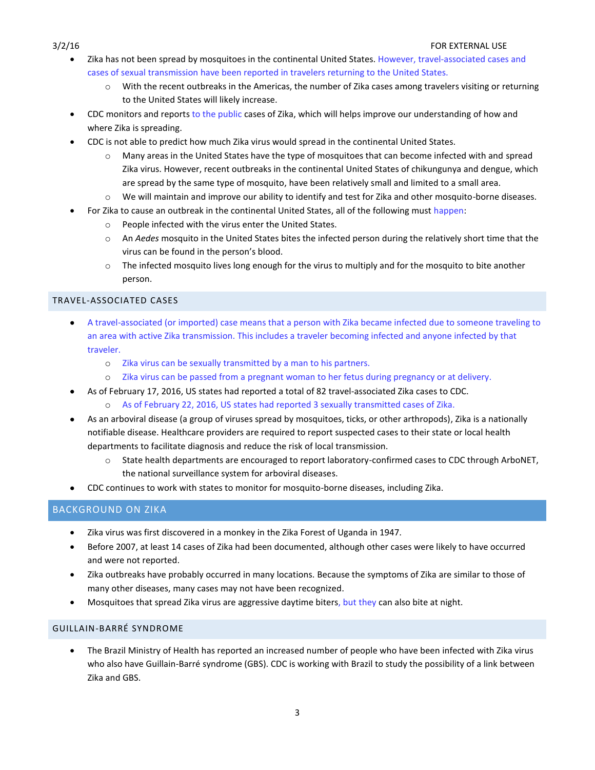- Zika has not been spread by mosquitoes in the continental United States. However, travel-associated cases and cases of sexual transmission have been reported in travelers returning to the United States.
  - With the recent outbreaks in the Americas, the number of Zika cases among travelers visiting or returning to the United States will likely increase.
- CDC monitors and reports to the public cases of Zika, which will helps improve our understanding of how and where Zika is spreading.
- CDC is not able to predict how much Zika virus would spread in the continental United States.
  - Many areas in the United States have the type of mosquitoes that can become infected with and spread Zika virus. However, recent outbreaks in the continental United States of chikungunya and dengue, which are spread by the same type of mosquito, have been relatively small and limited to a small area.
  - We will maintain and improve our ability to identify and test for Zika and other mosquito-borne diseases.
- For Zika to cause an outbreak in the continental United States, all of the following must happen:
  - People infected with the virus enter the United States.
  - An *Aedes* mosquito in the United States bites the infected person during the relatively short time that the virus can be found in the person's blood.
  - The infected mosquito lives long enough for the virus to multiply and for the mosquito to bite another person.

### TRAVEL-ASSOCIATED CASES

- A travel-associated (or imported) case means that a person with Zika became infected due to someone traveling to an area with active Zika transmission. This includes a traveler becoming infected and anyone infected by that traveler.
  - Zika virus can be sexually transmitted by a man to his partners.
  - Zika virus can be passed from a pregnant woman to her fetus during pregnancy or at delivery.
- As of February 17, 2016, US states had reported a total of 82 travel-associated Zika cases to CDC.
  - As of February 22, 2016, US states had reported 3 sexually transmitted cases of Zika.
- As an arboviral disease (a group of viruses spread by mosquitoes, ticks, or other arthropods), Zika is a nationally notifiable disease. Healthcare providers are required to report suspected cases to their state or local health departments to facilitate diagnosis and reduce the risk of local transmission.
  - State health departments are encouraged to report laboratory-confirmed cases to CDC through ArboNET, the national surveillance system for arboviral diseases.
- CDC continues to work with states to monitor for mosquito-borne diseases, including Zika.

## BACKGROUND ON ZIKA

- Zika virus was first discovered in a monkey in the Zika Forest of Uganda in 1947.
- Before 2007, at least 14 cases of Zika had been documented, although other cases were likely to have occurred and were not reported.
- Zika outbreaks have probably occurred in many locations. Because the symptoms of Zika are similar to those of many other diseases, many cases may not have been recognized.
- Mosquitoes that spread Zika virus are aggressive daytime biters, but they can also bite at night.

### GUILLAIN-BARRÉ SYNDROME

- The Brazil Ministry of Health has reported an increased number of people who have been infected with Zika virus who also have Guillain-Barré syndrome (GBS). CDC is working with Brazil to study the possibility of a link between Zika and GBS.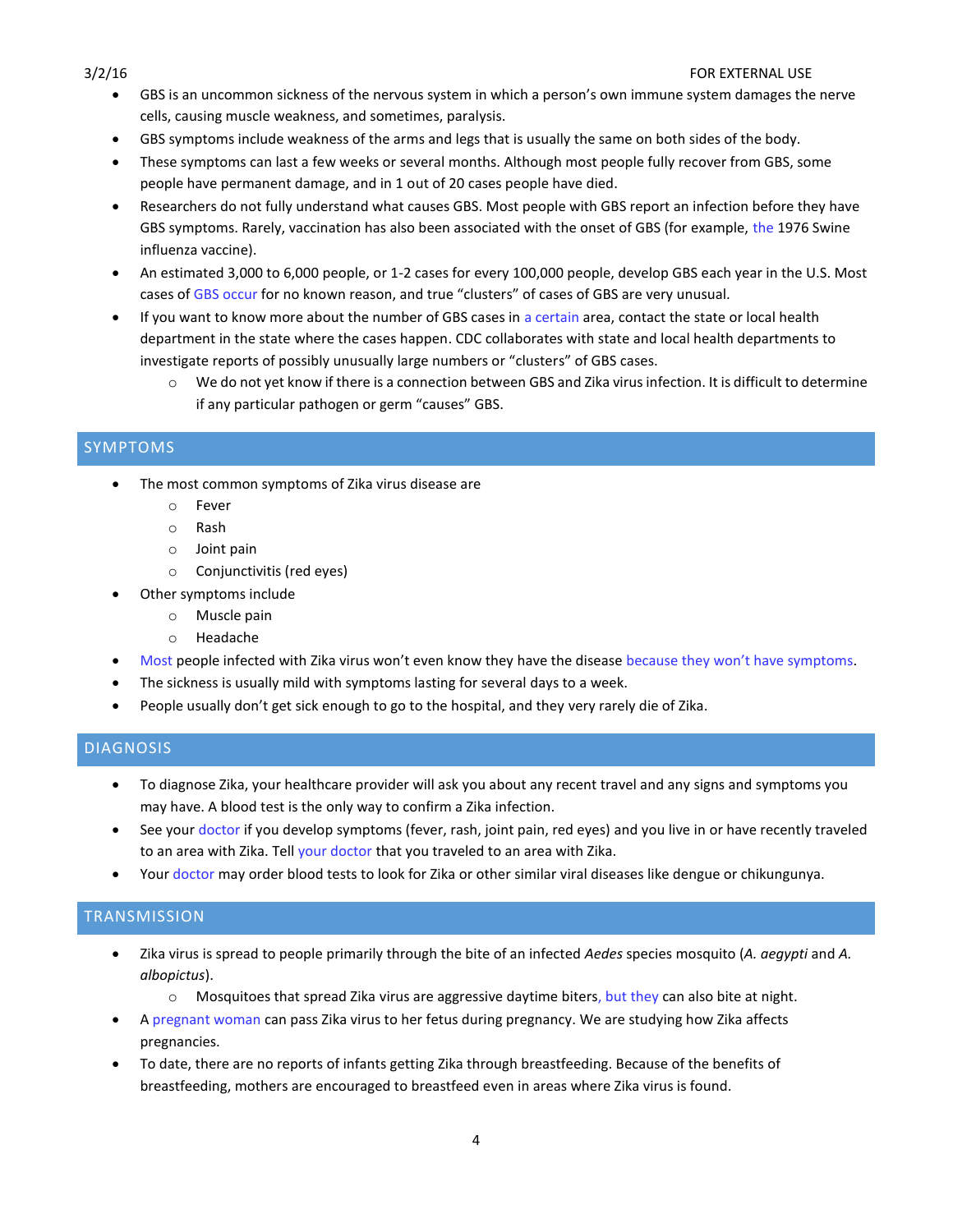- GBS is an uncommon sickness of the nervous system in which a person's own immune system damages the nerve cells, causing muscle weakness, and sometimes, paralysis.
- GBS symptoms include weakness of the arms and legs that is usually the same on both sides of the body.
- These symptoms can last a few weeks or several months. Although most people fully recover from GBS, some people have permanent damage, and in 1 out of 20 cases people have died.
- Researchers do not fully understand what causes GBS. Most people with GBS report an infection before they have GBS symptoms. Rarely, vaccination has also been associated with the onset of GBS (for example, the 1976 Swine influenza vaccine).
- An estimated 3,000 to 6,000 people, or 1-2 cases for every 100,000 people, develop GBS each year in the U.S. Most cases of GBS occur for no known reason, and true "clusters" of cases of GBS are very unusual.
- If you want to know more about the number of GBS cases in a certain area, contact the state or local health department in the state where the cases happen. CDC collaborates with state and local health departments to investigate reports of possibly unusually large numbers or "clusters" of GBS cases.
  - We do not yet know if there is a connection between GBS and Zika virus infection. It is difficult to determine if any particular pathogen or germ "causes" GBS.

## SYMPTOMS

- The most common symptoms of Zika virus disease are
  - Fever
  - Rash
  - Joint pain
  - Conjunctivitis (red eyes)
- Other symptoms include
  - Muscle pain
  - Headache
- Most people infected with Zika virus won't even know they have the disease because they won't have symptoms.
- The sickness is usually mild with symptoms lasting for several days to a week.
- People usually don't get sick enough to go to the hospital, and they very rarely die of Zika.

## DIAGNOSIS

- To diagnose Zika, your healthcare provider will ask you about any recent travel and any signs and symptoms you may have. A blood test is the only way to confirm a Zika infection.
- See your doctor if you develop symptoms (fever, rash, joint pain, red eyes) and you live in or have recently traveled to an area with Zika. Tell your doctor that you traveled to an area with Zika.
- Your doctor may order blood tests to look for Zika or other similar viral diseases like dengue or chikungunya.

## TRANSMISSION

- Zika virus is spread to people primarily through the bite of an infected *Aedes* species mosquito (*A. aegypti* and *A. albopictus*).
  - Mosquitoes that spread Zika virus are aggressive daytime biters, but they can also bite at night.
- A pregnant woman can pass Zika virus to her fetus during pregnancy. We are studying how Zika affects pregnancies.
- To date, there are no reports of infants getting Zika through breastfeeding. Because of the benefits of breastfeeding, mothers are encouraged to breastfeed even in areas where Zika virus is found.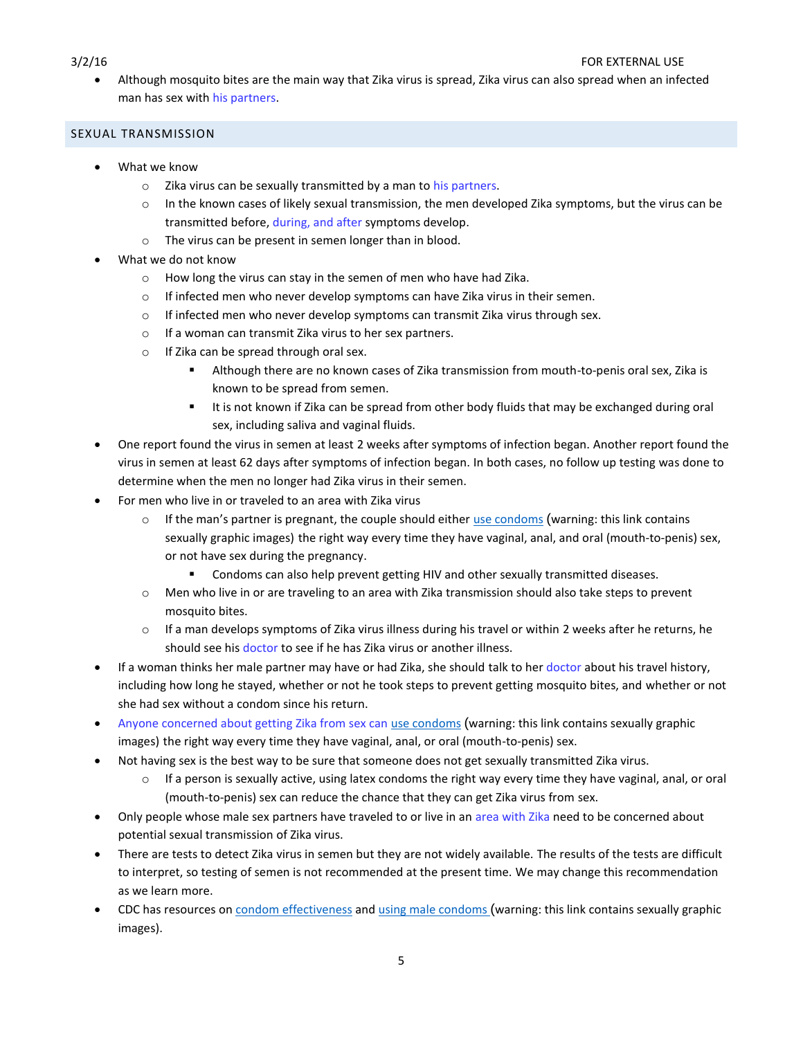- Although mosquito bites are the main way that Zika virus is spread, Zika virus can also spread when an infected man has sex with his partners.

## SEXUAL TRANSMISSION

- What we know
  - Zika virus can be sexually transmitted by a man to his partners.
  - In the known cases of likely sexual transmission, the men developed Zika symptoms, but the virus can be transmitted before, during, and after symptoms develop.
  - The virus can be present in semen longer than in blood.
- What we do not know
  - How long the virus can stay in the semen of men who have had Zika.
  - If infected men who never develop symptoms can have Zika virus in their semen.
  - If infected men who never develop symptoms can transmit Zika virus through sex.
  - If a woman can transmit Zika virus to her sex partners.
  - If Zika can be spread through oral sex.
    - Although there are no known cases of Zika transmission from mouth-to-penis oral sex, Zika is known to be spread from semen.
    - It is not known if Zika can be spread from other body fluids that may be exchanged during oral sex, including saliva and vaginal fluids.
- One report found the virus in semen at least 2 weeks after symptoms of infection began. Another report found the virus in semen at least 62 days after symptoms of infection began. In both cases, no follow up testing was done to determine when the men no longer had Zika virus in their semen.
- For men who live in or traveled to an area with Zika virus
  - If the man's partner is pregnant, the couple should either use condoms (warning: this link contains sexually graphic images) the right way every time they have vaginal, anal, and oral (mouth-to-penis) sex, or not have sex during the pregnancy.
    - Condoms can also help prevent getting HIV and other sexually transmitted diseases.
  - Men who live in or are traveling to an area with Zika transmission should also take steps to prevent mosquito bites.
  - If a man develops symptoms of Zika virus illness during his travel or within 2 weeks after he returns, he should see his doctor to see if he has Zika virus or another illness.
- If a woman thinks her male partner may have or had Zika, she should talk to her doctor about his travel history, including how long he stayed, whether or not he took steps to prevent getting mosquito bites, and whether or not she had sex without a condom since his return.
- Anyone concerned about getting Zika from sex can use condoms (warning: this link contains sexually graphic images) the right way every time they have vaginal, anal, or oral (mouth-to-penis) sex.
- Not having sex is the best way to be sure that someone does not get sexually transmitted Zika virus.
  - If a person is sexually active, using latex condoms the right way every time they have vaginal, anal, or oral (mouth-to-penis) sex can reduce the chance that they can get Zika virus from sex.
- Only people whose male sex partners have traveled to or live in an area with Zika need to be concerned about potential sexual transmission of Zika virus.
- There are tests to detect Zika virus in semen but they are not widely available. The results of the tests are difficult to interpret, so testing of semen is not recommended at the present time. We may change this recommendation as we learn more.
- CDC has resources on condom effectiveness and using male condoms (warning: this link contains sexually graphic images).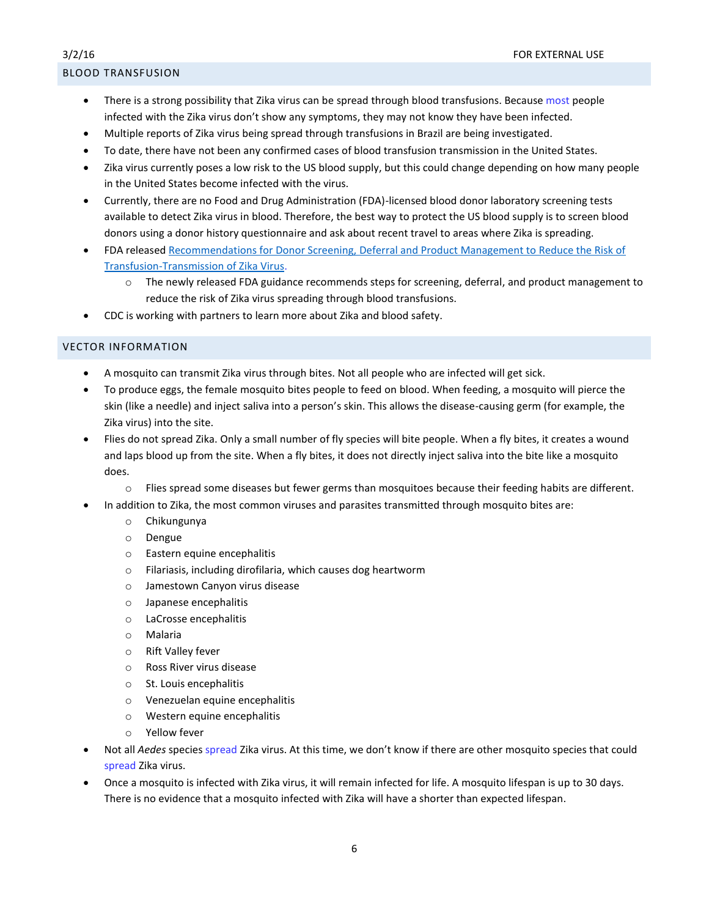## BLOOD TRANSFUSION

- There is a strong possibility that Zika virus can be spread through blood transfusions. Because most people infected with the Zika virus don't show any symptoms, they may not know they have been infected.
- Multiple reports of Zika virus being spread through transfusions in Brazil are being investigated.
- To date, there have not been any confirmed cases of blood transfusion transmission in the United States.
- Zika virus currently poses a low risk to the US blood supply, but this could change depending on how many people in the United States become infected with the virus.
- Currently, there are no Food and Drug Administration (FDA)-licensed blood donor laboratory screening tests available to detect Zika virus in blood. Therefore, the best way to protect the US blood supply is to screen blood donors using a donor history questionnaire and ask about recent travel to areas where Zika is spreading.
- FDA released Recommendations for Donor Screening, Deferral and Product Management to Reduce the Risk of Transfusion-Transmission of Zika Virus.
    - The newly released FDA guidance recommends steps for screening, deferral, and product management to reduce the risk of Zika virus spreading through blood transfusions.
- CDC is working with partners to learn more about Zika and blood safety.

## VECTOR INFORMATION

- A mosquito can transmit Zika virus through bites. Not all people who are infected will get sick.
- To produce eggs, the female mosquito bites people to feed on blood. When feeding, a mosquito will pierce the skin (like a needle) and inject saliva into a person's skin. This allows the disease-causing germ (for example, the Zika virus) into the site.
- Flies do not spread Zika. Only a small number of fly species will bite people. When a fly bites, it creates a wound and laps blood up from the site. When a fly bites, it does not directly inject saliva into the bite like a mosquito does.
    - Flies spread some diseases but fewer germs than mosquitoes because their feeding habits are different.
- In addition to Zika, the most common viruses and parasites transmitted through mosquito bites are:
    - Chikungunya
    - Dengue
    - Eastern equine encephalitis
    - Filariasis, including dirofilaria, which causes dog heartworm
    - Jamestown Canyon virus disease
    - Japanese encephalitis
    - LaCrosse encephalitis
    - Malaria
    - Rift Valley fever
    - Ross River virus disease
    - St. Louis encephalitis
    - Venezuelan equine encephalitis
    - Western equine encephalitis
    - Yellow fever
- Not all *Aedes* species spread Zika virus. At this time, we don't know if there are other mosquito species that could spread Zika virus.
- Once a mosquito is infected with Zika virus, it will remain infected for life. A mosquito lifespan is up to 30 days. There is no evidence that a mosquito infected with Zika will have a shorter than expected lifespan.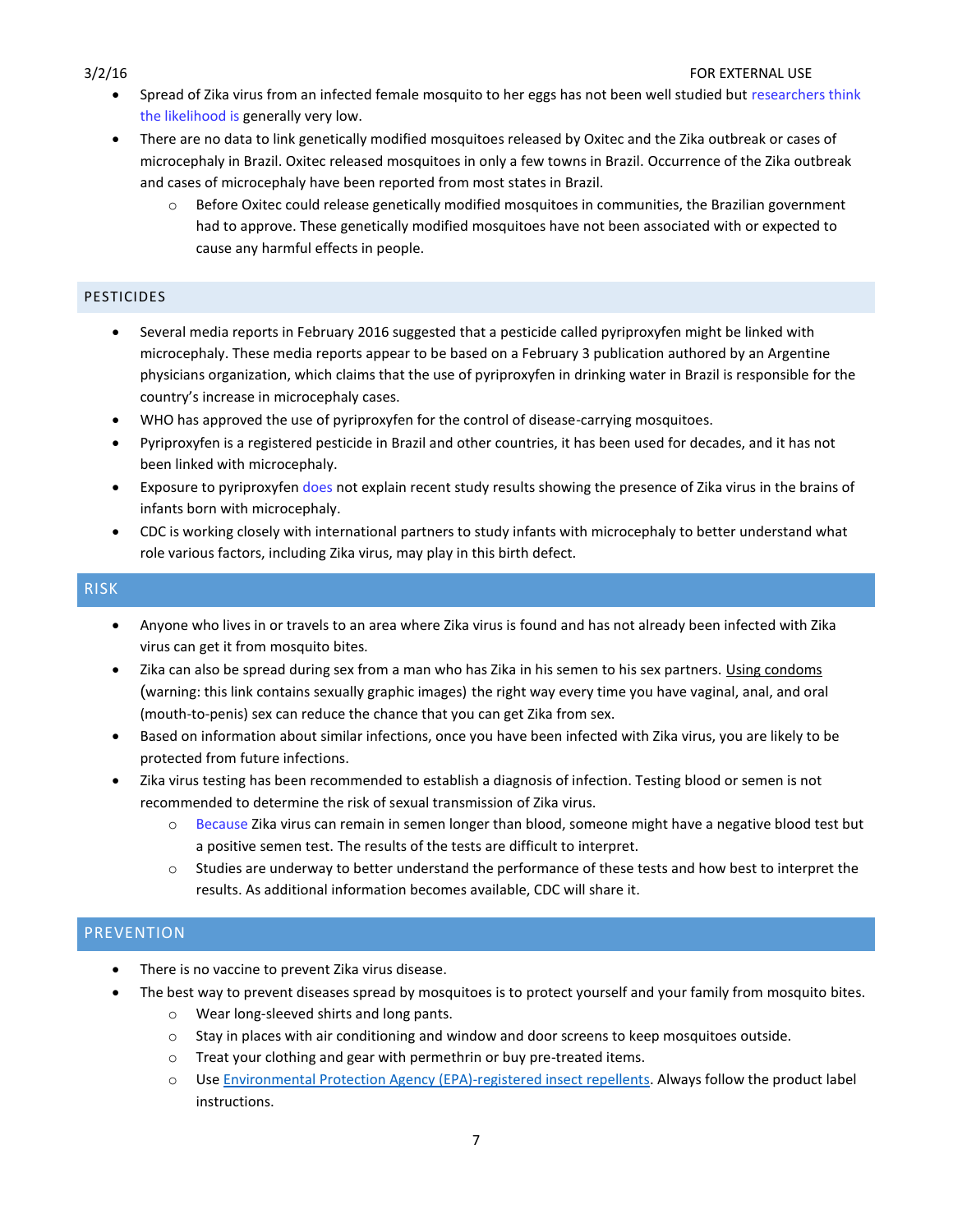- Spread of Zika virus from an infected female mosquito to her eggs has not been well studied but researchers think the likelihood is generally very low.
- There are no data to link genetically modified mosquitoes released by Oxitec and the Zika outbreak or cases of microcephaly in Brazil. Oxitec released mosquitoes in only a few towns in Brazil. Occurrence of the Zika outbreak and cases of microcephaly have been reported from most states in Brazil.
    - Before Oxitec could release genetically modified mosquitoes in communities, the Brazilian government had to approve. These genetically modified mosquitoes have not been associated with or expected to cause any harmful effects in people.

## PESTICIDES

- Several media reports in February 2016 suggested that a pesticide called pyriproxyfen might be linked with microcephaly. These media reports appear to be based on a February 3 publication authored by an Argentine physicians organization, which claims that the use of pyriproxyfen in drinking water in Brazil is responsible for the country's increase in microcephaly cases.
- WHO has approved the use of pyriproxyfen for the control of disease-carrying mosquitoes.
- Pyriproxyfen is a registered pesticide in Brazil and other countries, it has been used for decades, and it has not been linked with microcephaly.
- Exposure to pyriproxyfen does not explain recent study results showing the presence of Zika virus in the brains of infants born with microcephaly.
- CDC is working closely with international partners to study infants with microcephaly to better understand what role various factors, including Zika virus, may play in this birth defect.

## RISK

- Anyone who lives in or travels to an area where Zika virus is found and has not already been infected with Zika virus can get it from mosquito bites.
- Zika can also be spread during sex from a man who has Zika in his semen to his sex partners. Using condoms (warning: this link contains sexually graphic images) the right way every time you have vaginal, anal, and oral (mouth-to-penis) sex can reduce the chance that you can get Zika from sex.
- Based on information about similar infections, once you have been infected with Zika virus, you are likely to be protected from future infections.
- Zika virus testing has been recommended to establish a diagnosis of infection. Testing blood or semen is not recommended to determine the risk of sexual transmission of Zika virus.
    - Because Zika virus can remain in semen longer than blood, someone might have a negative blood test but a positive semen test. The results of the tests are difficult to interpret.
    - Studies are underway to better understand the performance of these tests and how best to interpret the results. As additional information becomes available, CDC will share it.

## PREVENTION

- There is no vaccine to prevent Zika virus disease.
- The best way to prevent diseases spread by mosquitoes is to protect yourself and your family from mosquito bites.
    - Wear long-sleeved shirts and long pants.
    - Stay in places with air conditioning and window and door screens to keep mosquitoes outside.
    - Treat your clothing and gear with permethrin or buy pre-treated items.
    - Use Environmental Protection Agency (EPA)-registered insect repellents. Always follow the product label instructions.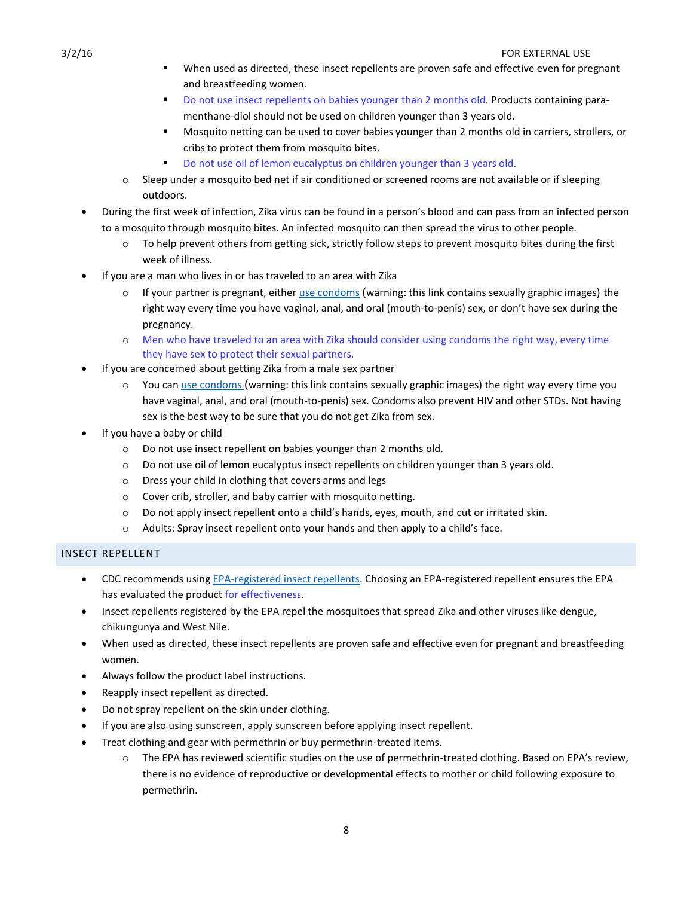- When used as directed, these insect repellents are proven safe and effective even for pregnant and breastfeeding women.
        - Do not use insect repellents on babies younger than 2 months old. Products containing para-menthane-diol should not be used on children younger than 3 years old.
        - Mosquito netting can be used to cover babies younger than 2 months old in carriers, strollers, or cribs to protect them from mosquito bites.
        - Do not use oil of lemon eucalyptus on children younger than 3 years old.
    - Sleep under a mosquito bed net if air conditioned or screened rooms are not available or if sleeping outdoors.
- During the first week of infection, Zika virus can be found in a person's blood and can pass from an infected person to a mosquito through mosquito bites. An infected mosquito can then spread the virus to other people.
    - To help prevent others from getting sick, strictly follow steps to prevent mosquito bites during the first week of illness.
- If you are a man who lives in or has traveled to an area with Zika
    - If your partner is pregnant, either use condoms (warning: this link contains sexually graphic images) the right way every time you have vaginal, anal, and oral (mouth-to-penis) sex, or don't have sex during the pregnancy.
    - Men who have traveled to an area with Zika should consider using condoms the right way, every time they have sex to protect their sexual partners.
- If you are concerned about getting Zika from a male sex partner
    - You can use condoms (warning: this link contains sexually graphic images) the right way every time you have vaginal, anal, and oral (mouth-to-penis) sex. Condoms also prevent HIV and other STDs. Not having sex is the best way to be sure that you do not get Zika from sex.
- If you have a baby or child
    - Do not use insect repellent on babies younger than 2 months old.
    - Do not use oil of lemon eucalyptus insect repellents on children younger than 3 years old.
    - Dress your child in clothing that covers arms and legs
    - Cover crib, stroller, and baby carrier with mosquito netting.
    - Do not apply insect repellent onto a child's hands, eyes, mouth, and cut or irritated skin.
    - Adults: Spray insect repellent onto your hands and then apply to a child's face.

## INSECT REPELLENT

- CDC recommends using EPA-registered insect repellents. Choosing an EPA-registered repellent ensures the EPA has evaluated the product for effectiveness.
- Insect repellents registered by the EPA repel the mosquitoes that spread Zika and other viruses like dengue, chikungunya and West Nile.
- When used as directed, these insect repellents are proven safe and effective even for pregnant and breastfeeding women.
- Always follow the product label instructions.
- Reapply insect repellent as directed.
- Do not spray repellent on the skin under clothing.
- If you are also using sunscreen, apply sunscreen before applying insect repellent.
- Treat clothing and gear with permethrin or buy permethrin-treated items.
    - The EPA has reviewed scientific studies on the use of permethrin-treated clothing. Based on EPA's review, there is no evidence of reproductive or developmental effects to mother or child following exposure to permethrin.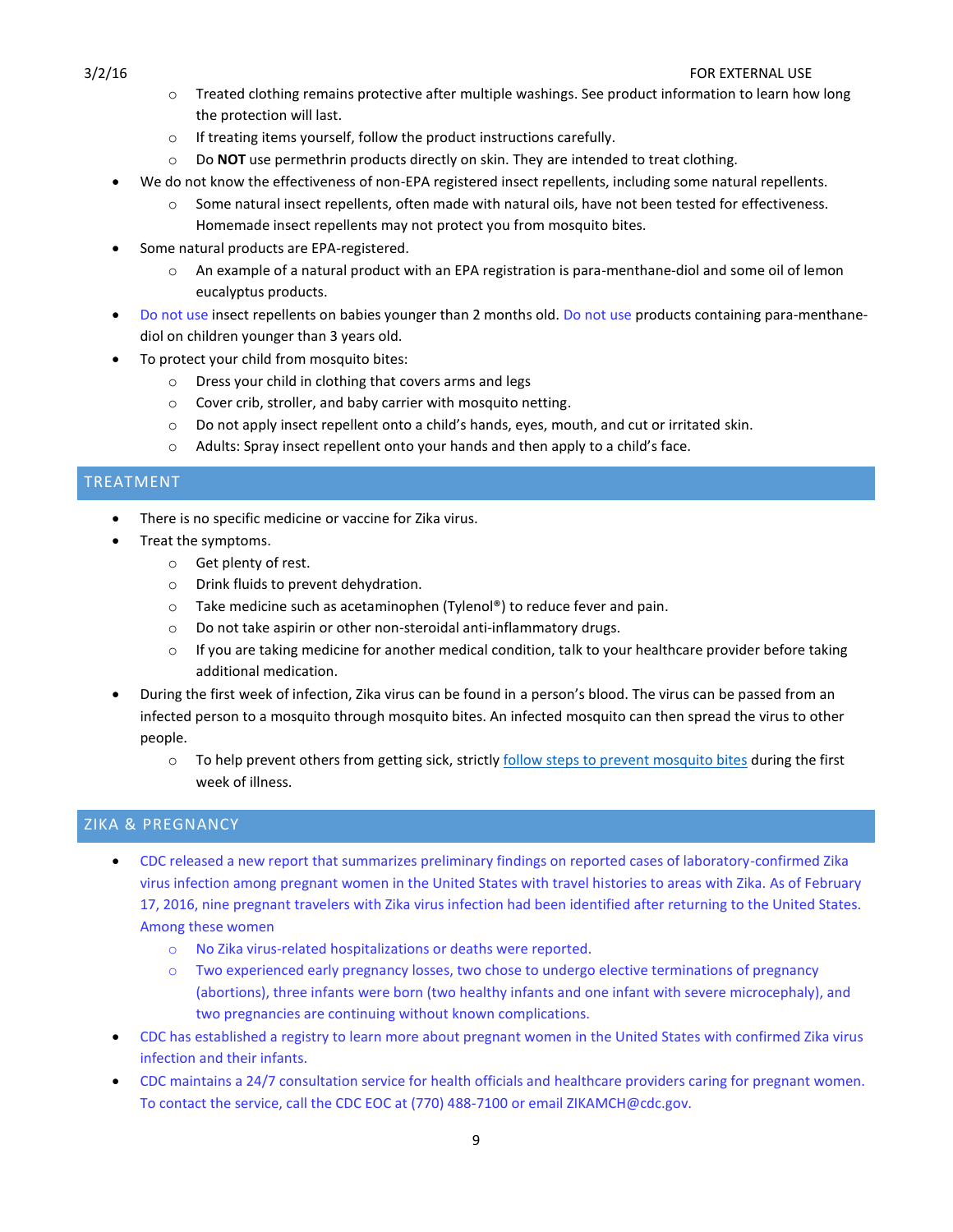- Treated clothing remains protective after multiple washings. See product information to learn how long the protection will last.
   - If treating items yourself, follow the product instructions carefully.
   - Do **NOT** use permethrin products directly on skin. They are intended to treat clothing.
- We do not know the effectiveness of non-EPA registered insect repellents, including some natural repellents.
   - Some natural insect repellents, often made with natural oils, have not been tested for effectiveness. Homemade insect repellents may not protect you from mosquito bites.
- Some natural products are EPA-registered.
   - An example of a natural product with an EPA registration is para-menthane-diol and some oil of lemon eucalyptus products.
- Do not use insect repellents on babies younger than 2 months old. Do not use products containing para-menthane-diol on children younger than 3 years old.
- To protect your child from mosquito bites:
   - Dress your child in clothing that covers arms and legs
   - Cover crib, stroller, and baby carrier with mosquito netting.
   - Do not apply insect repellent onto a child's hands, eyes, mouth, and cut or irritated skin.
   - Adults: Spray insect repellent onto your hands and then apply to a child's face.

## TREATMENT

- There is no specific medicine or vaccine for Zika virus.
- Treat the symptoms.
   - Get plenty of rest.
   - Drink fluids to prevent dehydration.
   - Take medicine such as acetaminophen (Tylenol®) to reduce fever and pain.
   - Do not take aspirin or other non-steroidal anti-inflammatory drugs.
   - If you are taking medicine for another medical condition, talk to your healthcare provider before taking additional medication.
- During the first week of infection, Zika virus can be found in a person's blood. The virus can be passed from an infected person to a mosquito through mosquito bites. An infected mosquito can then spread the virus to other people.
   - To help prevent others from getting sick, strictly follow steps to prevent mosquito bites during the first week of illness.

## ZIKA & PREGNANCY

- CDC released a new report that summarizes preliminary findings on reported cases of laboratory-confirmed Zika virus infection among pregnant women in the United States with travel histories to areas with Zika. As of February 17, 2016, nine pregnant travelers with Zika virus infection had been identified after returning to the United States. Among these women
   - No Zika virus-related hospitalizations or deaths were reported.
   - Two experienced early pregnancy losses, two chose to undergo elective terminations of pregnancy (abortions), three infants were born (two healthy infants and one infant with severe microcephaly), and two pregnancies are continuing without known complications.
- CDC has established a registry to learn more about pregnant women in the United States with confirmed Zika virus infection and their infants.
- CDC maintains a 24/7 consultation service for health officials and healthcare providers caring for pregnant women. To contact the service, call the CDC EOC at (770) 488-7100 or email ZIKAMCH@cdc.gov.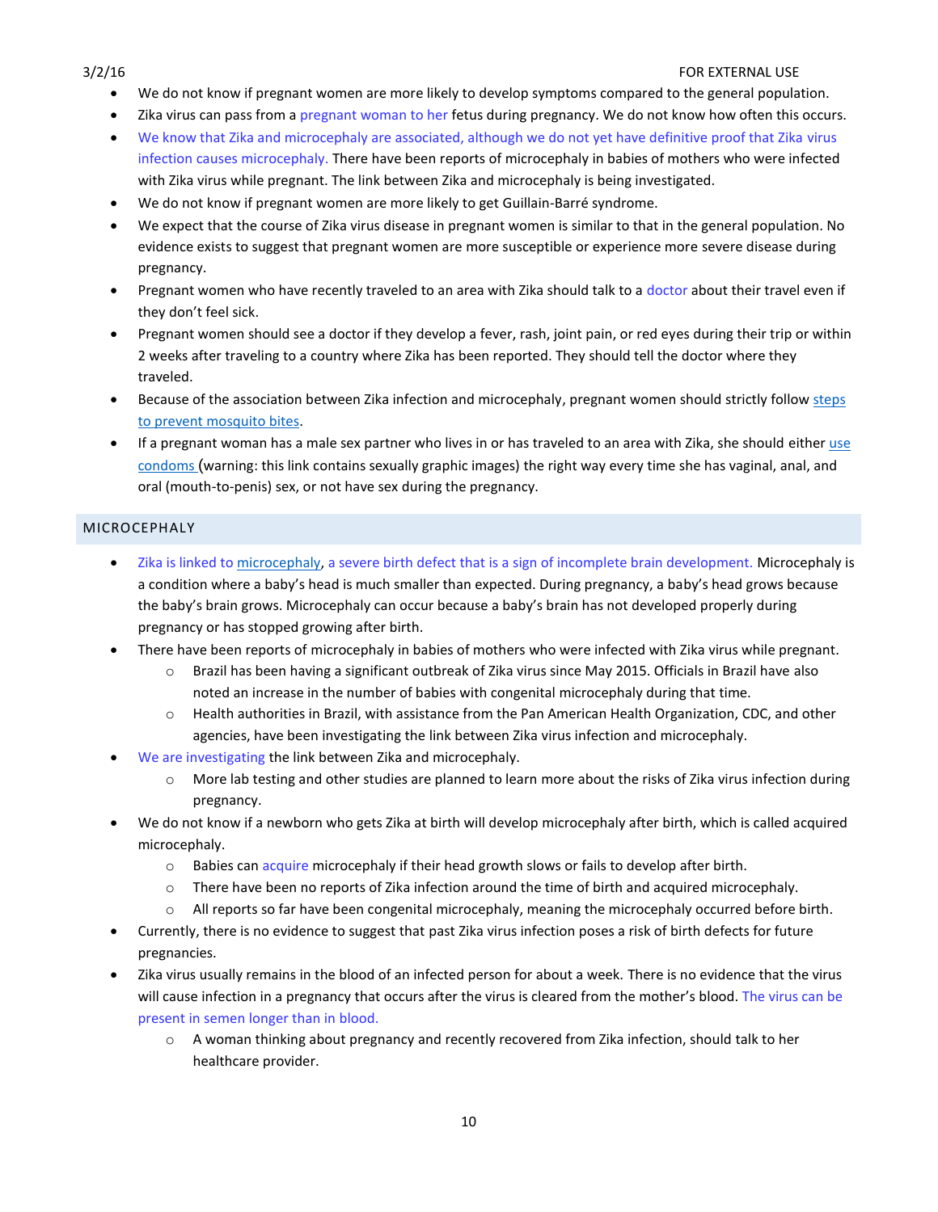- We do not know if pregnant women are more likely to develop symptoms compared to the general population.
- Zika virus can pass from a pregnant woman to her fetus during pregnancy. We do not know how often this occurs.
- We know that Zika and microcephaly are associated, although we do not yet have definitive proof that Zika virus infection causes microcephaly. There have been reports of microcephaly in babies of mothers who were infected with Zika virus while pregnant. The link between Zika and microcephaly is being investigated.
- We do not know if pregnant women are more likely to get Guillain-Barré syndrome.
- We expect that the course of Zika virus disease in pregnant women is similar to that in the general population. No evidence exists to suggest that pregnant women are more susceptible or experience more severe disease during pregnancy.
- Pregnant women who have recently traveled to an area with Zika should talk to a doctor about their travel even if they don't feel sick.
- Pregnant women should see a doctor if they develop a fever, rash, joint pain, or red eyes during their trip or within 2 weeks after traveling to a country where Zika has been reported. They should tell the doctor where they traveled.
- Because of the association between Zika infection and microcephaly, pregnant women should strictly follow steps to prevent mosquito bites.
- If a pregnant woman has a male sex partner who lives in or has traveled to an area with Zika, she should either use condoms (warning: this link contains sexually graphic images) the right way every time she has vaginal, anal, and oral (mouth-to-penis) sex, or not have sex during the pregnancy.

## MICROCEPHALY

- Zika is linked to microcephaly, a severe birth defect that is a sign of incomplete brain development. Microcephaly is a condition where a baby's head is much smaller than expected. During pregnancy, a baby's head grows because the baby's brain grows. Microcephaly can occur because a baby's brain has not developed properly during pregnancy or has stopped growing after birth.
- There have been reports of microcephaly in babies of mothers who were infected with Zika virus while pregnant.
  - Brazil has been having a significant outbreak of Zika virus since May 2015. Officials in Brazil have also noted an increase in the number of babies with congenital microcephaly during that time.
  - Health authorities in Brazil, with assistance from the Pan American Health Organization, CDC, and other agencies, have been investigating the link between Zika virus infection and microcephaly.
- We are investigating the link between Zika and microcephaly.
  - More lab testing and other studies are planned to learn more about the risks of Zika virus infection during pregnancy.
- We do not know if a newborn who gets Zika at birth will develop microcephaly after birth, which is called acquired microcephaly.
  - Babies can acquire microcephaly if their head growth slows or fails to develop after birth.
  - There have been no reports of Zika infection around the time of birth and acquired microcephaly.
  - All reports so far have been congenital microcephaly, meaning the microcephaly occurred before birth.
- Currently, there is no evidence to suggest that past Zika virus infection poses a risk of birth defects for future pregnancies.
- Zika virus usually remains in the blood of an infected person for about a week. There is no evidence that the virus will cause infection in a pregnancy that occurs after the virus is cleared from the mother's blood. The virus can be present in semen longer than in blood.
  - A woman thinking about pregnancy and recently recovered from Zika infection, should talk to her healthcare provider.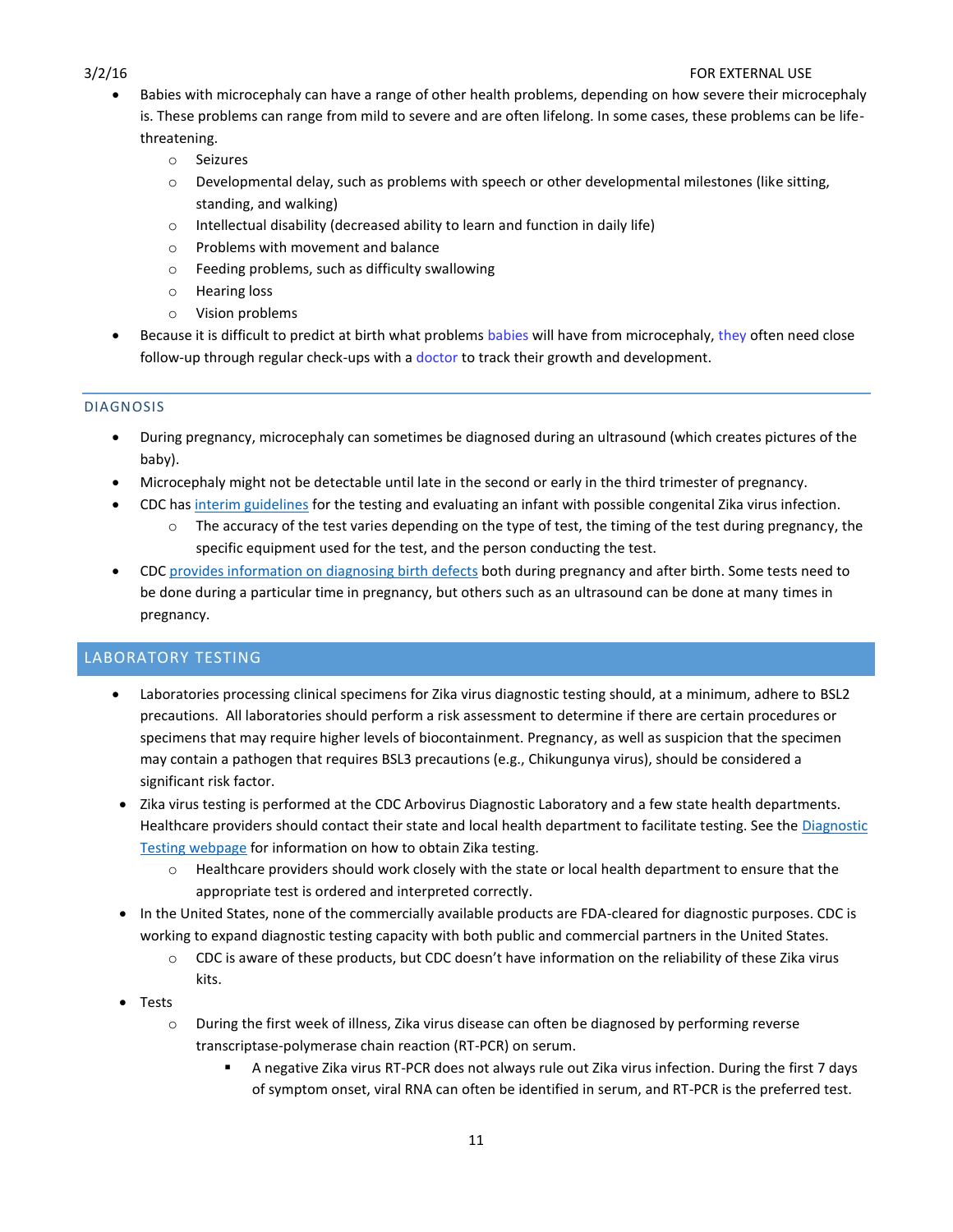- Babies with microcephaly can have a range of other health problems, depending on how severe their microcephaly is. These problems can range from mild to severe and are often lifelong. In some cases, these problems can be life-threatening.
    - Seizures
    - Developmental delay, such as problems with speech or other developmental milestones (like sitting, standing, and walking)
    - Intellectual disability (decreased ability to learn and function in daily life)
    - Problems with movement and balance
    - Feeding problems, such as difficulty swallowing
    - Hearing loss
    - Vision problems
- Because it is difficult to predict at birth what problems babies will have from microcephaly, they often need close follow-up through regular check-ups with a doctor to track their growth and development.

### DIAGNOSIS

- During pregnancy, microcephaly can sometimes be diagnosed during an ultrasound (which creates pictures of the baby).
- Microcephaly might not be detectable until late in the second or early in the third trimester of pregnancy.
- CDC has interim guidelines for the testing and evaluating an infant with possible congenital Zika virus infection.
    - The accuracy of the test varies depending on the type of test, the timing of the test during pregnancy, the specific equipment used for the test, and the person conducting the test.
- CDC provides information on diagnosing birth defects both during pregnancy and after birth. Some tests need to be done during a particular time in pregnancy, but others such as an ultrasound can be done at many times in pregnancy.

## LABORATORY TESTING

- Laboratories processing clinical specimens for Zika virus diagnostic testing should, at a minimum, adhere to BSL2 precautions. All laboratories should perform a risk assessment to determine if there are certain procedures or specimens that may require higher levels of biocontainment. Pregnancy, as well as suspicion that the specimen may contain a pathogen that requires BSL3 precautions (e.g., Chikungunya virus), should be considered a significant risk factor.
- Zika virus testing is performed at the CDC Arbovirus Diagnostic Laboratory and a few state health departments. Healthcare providers should contact their state and local health department to facilitate testing. See the Diagnostic Testing webpage for information on how to obtain Zika testing.
    - Healthcare providers should work closely with the state or local health department to ensure that the appropriate test is ordered and interpreted correctly.
- In the United States, none of the commercially available products are FDA-cleared for diagnostic purposes. CDC is working to expand diagnostic testing capacity with both public and commercial partners in the United States.
    - CDC is aware of these products, but CDC doesn't have information on the reliability of these Zika virus kits.
- Tests
    - During the first week of illness, Zika virus disease can often be diagnosed by performing reverse transcriptase-polymerase chain reaction (RT-PCR) on serum.
        - A negative Zika virus RT-PCR does not always rule out Zika virus infection. During the first 7 days of symptom onset, viral RNA can often be identified in serum, and RT-PCR is the preferred test.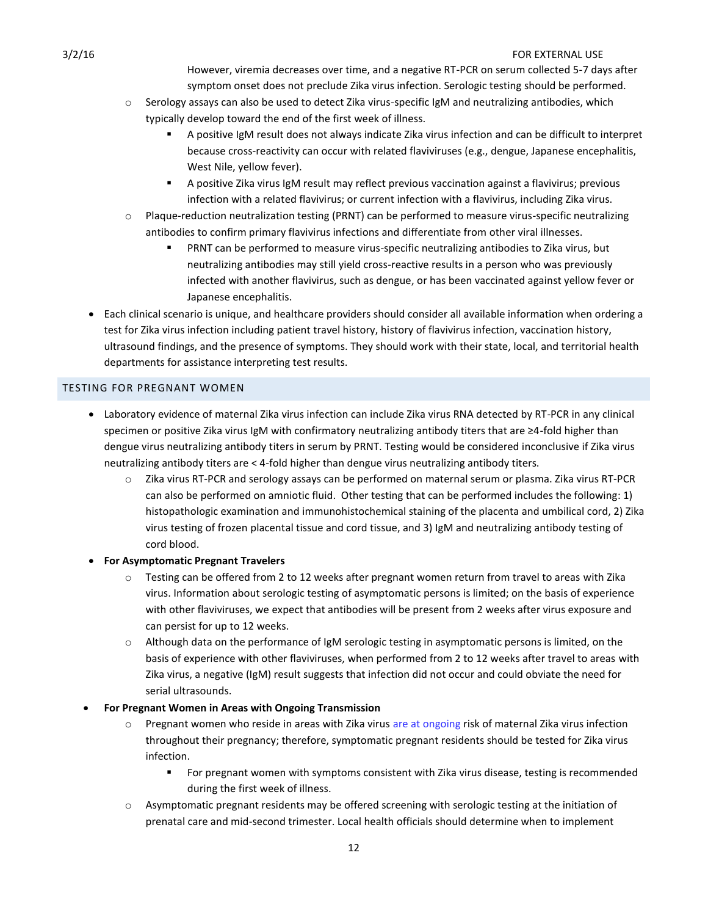However, viremia decreases over time, and a negative RT-PCR on serum collected 5-7 days after symptom onset does not preclude Zika virus infection. Serologic testing should be performed.

- Serology assays can also be used to detect Zika virus-specific IgM and neutralizing antibodies, which typically develop toward the end of the first week of illness.
  - A positive IgM result does not always indicate Zika virus infection and can be difficult to interpret because cross-reactivity can occur with related flaviviruses (e.g., dengue, Japanese encephalitis, West Nile, yellow fever).
  - A positive Zika virus IgM result may reflect previous vaccination against a flavivirus; previous infection with a related flavivirus; or current infection with a flavivirus, including Zika virus.
- Plaque-reduction neutralization testing (PRNT) can be performed to measure virus-specific neutralizing antibodies to confirm primary flavivirus infections and differentiate from other viral illnesses.
  - PRNT can be performed to measure virus-specific neutralizing antibodies to Zika virus, but neutralizing antibodies may still yield cross-reactive results in a person who was previously infected with another flavivirus, such as dengue, or has been vaccinated against yellow fever or Japanese encephalitis.

- Each clinical scenario is unique, and healthcare providers should consider all available information when ordering a test for Zika virus infection including patient travel history, history of flavivirus infection, vaccination history, ultrasound findings, and the presence of symptoms. They should work with their state, local, and territorial health departments for assistance interpreting test results.

## TESTING FOR PREGNANT WOMEN

- Laboratory evidence of maternal Zika virus infection can include Zika virus RNA detected by RT-PCR in any clinical specimen or positive Zika virus IgM with confirmatory neutralizing antibody titers that are ≥4-fold higher than dengue virus neutralizing antibody titers in serum by PRNT. Testing would be considered inconclusive if Zika virus neutralizing antibody titers are < 4-fold higher than dengue virus neutralizing antibody titers.
  - Zika virus RT-PCR and serology assays can be performed on maternal serum or plasma. Zika virus RT-PCR can also be performed on amniotic fluid. Other testing that can be performed includes the following: 1) histopathologic examination and immunohistochemical staining of the placenta and umbilical cord, 2) Zika virus testing of frozen placental tissue and cord tissue, and 3) IgM and neutralizing antibody testing of cord blood.
- **For Asymptomatic Pregnant Travelers**
  - Testing can be offered from 2 to 12 weeks after pregnant women return from travel to areas with Zika virus. Information about serologic testing of asymptomatic persons is limited; on the basis of experience with other flaviviruses, we expect that antibodies will be present from 2 weeks after virus exposure and can persist for up to 12 weeks.
  - Although data on the performance of IgM serologic testing in asymptomatic persons is limited, on the basis of experience with other flaviviruses, when performed from 2 to 12 weeks after travel to areas with Zika virus, a negative (IgM) result suggests that infection did not occur and could obviate the need for serial ultrasounds.
- **For Pregnant Women in Areas with Ongoing Transmission**
  - Pregnant women who reside in areas with Zika virus are at ongoing risk of maternal Zika virus infection throughout their pregnancy; therefore, symptomatic pregnant residents should be tested for Zika virus infection.
    - For pregnant women with symptoms consistent with Zika virus disease, testing is recommended during the first week of illness.
  - Asymptomatic pregnant residents may be offered screening with serologic testing at the initiation of prenatal care and mid-second trimester. Local health officials should determine when to implement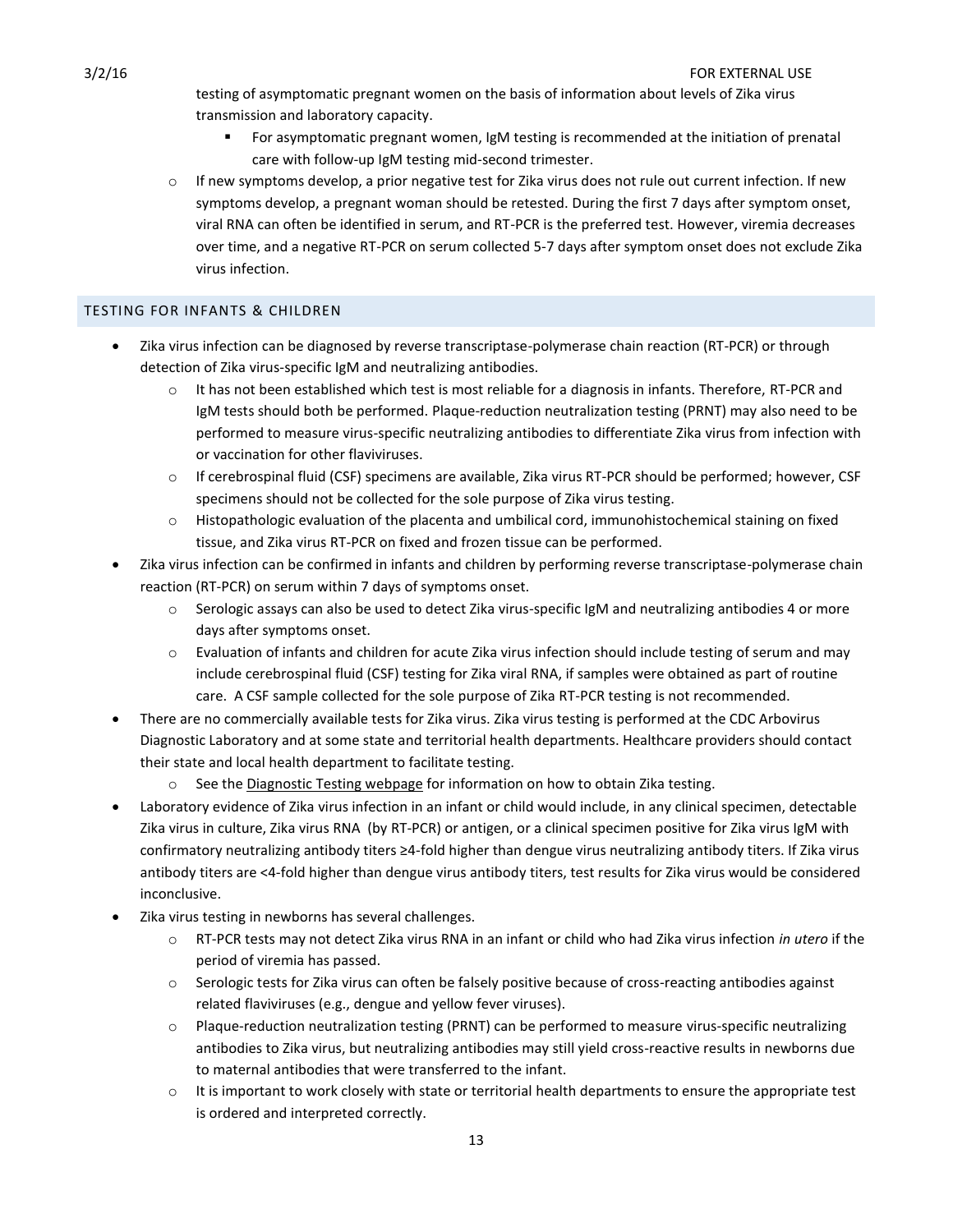testing of asymptomatic pregnant women on the basis of information about levels of Zika virus transmission and laboratory capacity.

    - For asymptomatic pregnant women, IgM testing is recommended at the initiation of prenatal care with follow-up IgM testing mid-second trimester.

  - If new symptoms develop, a prior negative test for Zika virus does not rule out current infection. If new symptoms develop, a pregnant woman should be retested. During the first 7 days after symptom onset, viral RNA can often be identified in serum, and RT-PCR is the preferred test. However, viremia decreases over time, and a negative RT-PCR on serum collected 5-7 days after symptom onset does not exclude Zika virus infection.

## TESTING FOR INFANTS & CHILDREN

- Zika virus infection can be diagnosed by reverse transcriptase-polymerase chain reaction (RT-PCR) or through detection of Zika virus-specific IgM and neutralizing antibodies.
  - It has not been established which test is most reliable for a diagnosis in infants. Therefore, RT-PCR and IgM tests should both be performed. Plaque-reduction neutralization testing (PRNT) may also need to be performed to measure virus-specific neutralizing antibodies to differentiate Zika virus from infection with or vaccination for other flaviviruses.
  - If cerebrospinal fluid (CSF) specimens are available, Zika virus RT-PCR should be performed; however, CSF specimens should not be collected for the sole purpose of Zika virus testing.
  - Histopathologic evaluation of the placenta and umbilical cord, immunohistochemical staining on fixed tissue, and Zika virus RT-PCR on fixed and frozen tissue can be performed.
- Zika virus infection can be confirmed in infants and children by performing reverse transcriptase-polymerase chain reaction (RT-PCR) on serum within 7 days of symptoms onset.
  - Serologic assays can also be used to detect Zika virus-specific IgM and neutralizing antibodies 4 or more days after symptoms onset.
  - Evaluation of infants and children for acute Zika virus infection should include testing of serum and may include cerebrospinal fluid (CSF) testing for Zika viral RNA, if samples were obtained as part of routine care. A CSF sample collected for the sole purpose of Zika RT-PCR testing is not recommended.
- There are no commercially available tests for Zika virus. Zika virus testing is performed at the CDC Arbovirus Diagnostic Laboratory and at some state and territorial health departments. Healthcare providers should contact their state and local health department to facilitate testing.
  - See the Diagnostic Testing webpage for information on how to obtain Zika testing.
- Laboratory evidence of Zika virus infection in an infant or child would include, in any clinical specimen, detectable Zika virus in culture, Zika virus RNA (by RT-PCR) or antigen, or a clinical specimen positive for Zika virus IgM with confirmatory neutralizing antibody titers ≥4-fold higher than dengue virus neutralizing antibody titers. If Zika virus antibody titers are <4-fold higher than dengue virus antibody titers, test results for Zika virus would be considered inconclusive.
- Zika virus testing in newborns has several challenges.
  - RT-PCR tests may not detect Zika virus RNA in an infant or child who had Zika virus infection *in utero* if the period of viremia has passed.
  - Serologic tests for Zika virus can often be falsely positive because of cross-reacting antibodies against related flaviviruses (e.g., dengue and yellow fever viruses).
  - Plaque-reduction neutralization testing (PRNT) can be performed to measure virus-specific neutralizing antibodies to Zika virus, but neutralizing antibodies may still yield cross-reactive results in newborns due to maternal antibodies that were transferred to the infant.
  - It is important to work closely with state or territorial health departments to ensure the appropriate test is ordered and interpreted correctly.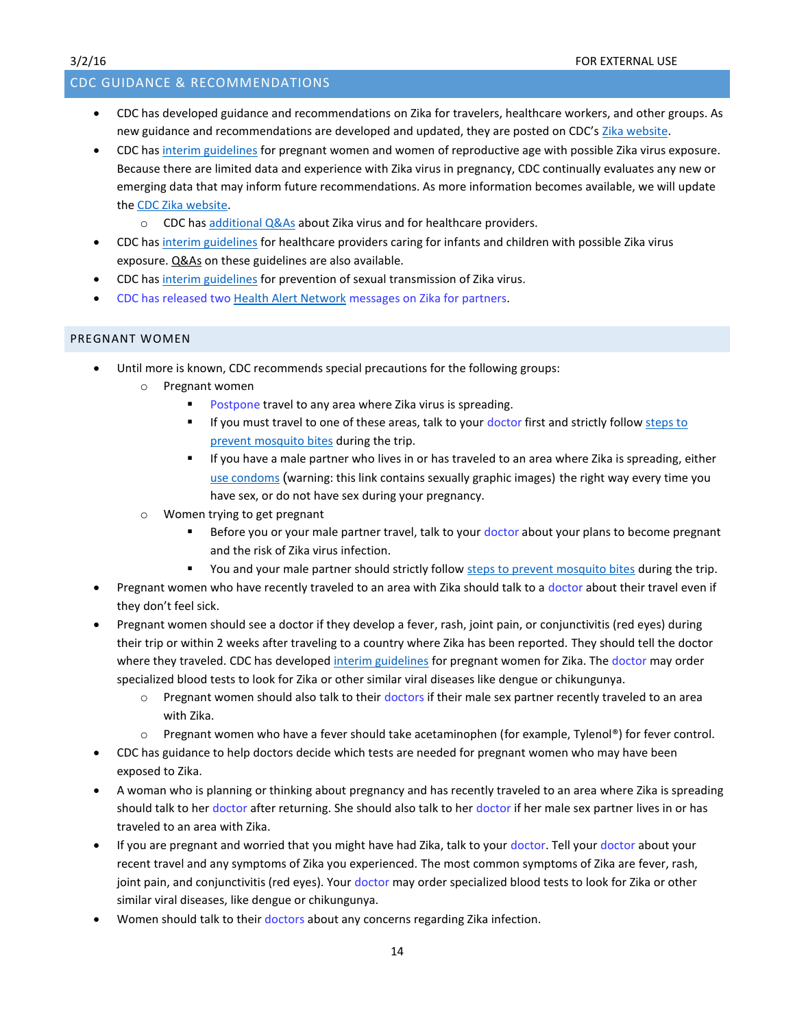## CDC GUIDANCE & RECOMMENDATIONS

- CDC has developed guidance and recommendations on Zika for travelers, healthcare workers, and other groups. As new guidance and recommendations are developed and updated, they are posted on CDC's Zika website.
- CDC has interim guidelines for pregnant women and women of reproductive age with possible Zika virus exposure. Because there are limited data and experience with Zika virus in pregnancy, CDC continually evaluates any new or emerging data that may inform future recommendations. As more information becomes available, we will update the CDC Zika website.
  - CDC has additional Q&As about Zika virus and for healthcare providers.
- CDC has interim guidelines for healthcare providers caring for infants and children with possible Zika virus exposure. Q&As on these guidelines are also available.
- CDC has interim guidelines for prevention of sexual transmission of Zika virus.
- CDC has released two Health Alert Network messages on Zika for partners.

## PREGNANT WOMEN

- Until more is known, CDC recommends special precautions for the following groups:
  - Pregnant women
    - Postpone travel to any area where Zika virus is spreading.
    - If you must travel to one of these areas, talk to your doctor first and strictly follow steps to prevent mosquito bites during the trip.
    - If you have a male partner who lives in or has traveled to an area where Zika is spreading, either use condoms (warning: this link contains sexually graphic images) the right way every time you have sex, or do not have sex during your pregnancy.
  - Women trying to get pregnant
    - Before you or your male partner travel, talk to your doctor about your plans to become pregnant and the risk of Zika virus infection.
    - You and your male partner should strictly follow steps to prevent mosquito bites during the trip.
- Pregnant women who have recently traveled to an area with Zika should talk to a doctor about their travel even if they don't feel sick.
- Pregnant women should see a doctor if they develop a fever, rash, joint pain, or conjunctivitis (red eyes) during their trip or within 2 weeks after traveling to a country where Zika has been reported. They should tell the doctor where they traveled. CDC has developed interim guidelines for pregnant women for Zika. The doctor may order specialized blood tests to look for Zika or other similar viral diseases like dengue or chikungunya.
  - Pregnant women should also talk to their doctors if their male sex partner recently traveled to an area with Zika.
  - Pregnant women who have a fever should take acetaminophen (for example, Tylenol®) for fever control.
- CDC has guidance to help doctors decide which tests are needed for pregnant women who may have been exposed to Zika.
- A woman who is planning or thinking about pregnancy and has recently traveled to an area where Zika is spreading should talk to her doctor after returning. She should also talk to her doctor if her male sex partner lives in or has traveled to an area with Zika.
- If you are pregnant and worried that you might have had Zika, talk to your doctor. Tell your doctor about your recent travel and any symptoms of Zika you experienced. The most common symptoms of Zika are fever, rash, joint pain, and conjunctivitis (red eyes). Your doctor may order specialized blood tests to look for Zika or other similar viral diseases, like dengue or chikungunya.
- Women should talk to their doctors about any concerns regarding Zika infection.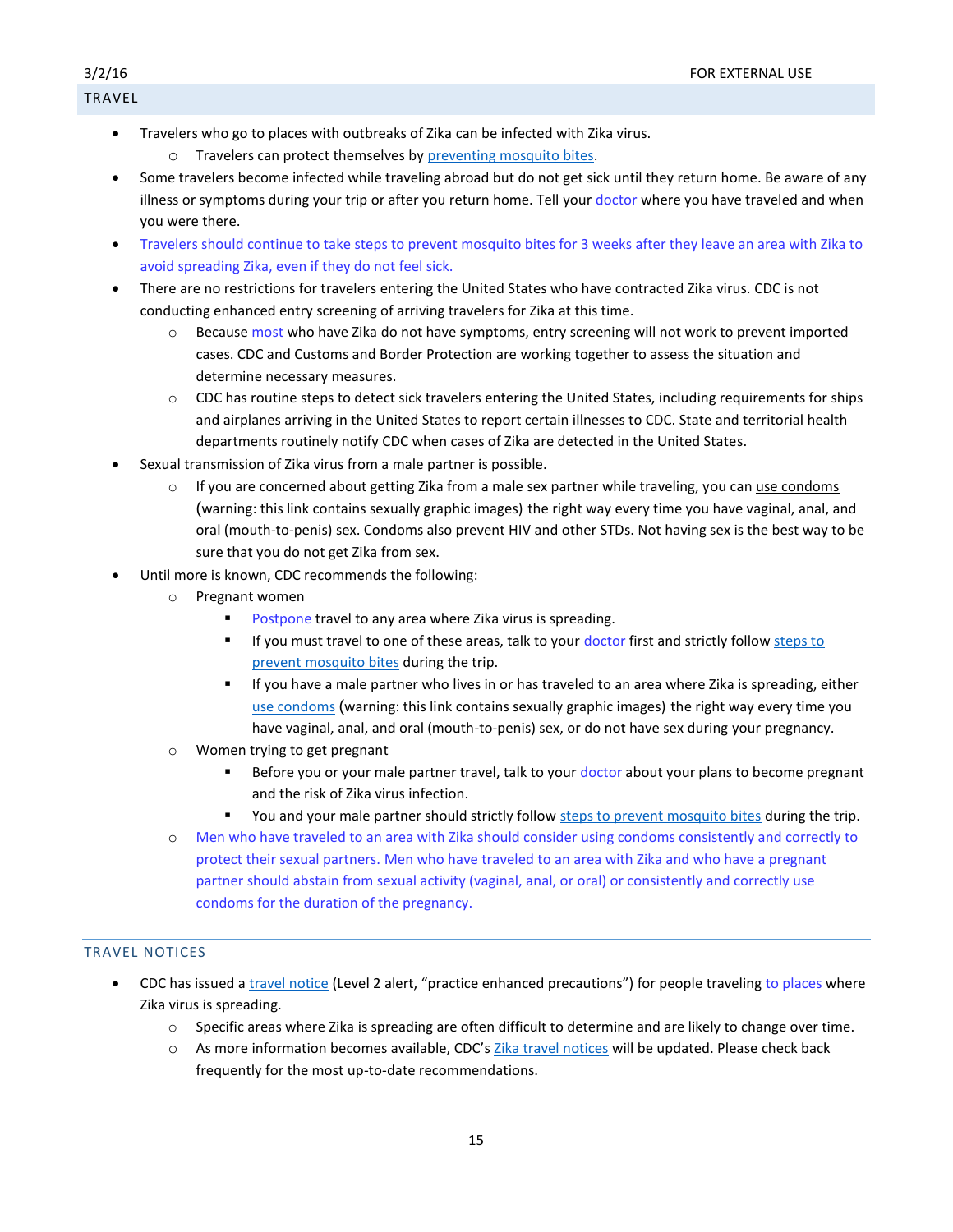## TRAVEL

- Travelers who go to places with outbreaks of Zika can be infected with Zika virus.
  - Travelers can protect themselves by preventing mosquito bites.
- Some travelers become infected while traveling abroad but do not get sick until they return home. Be aware of any illness or symptoms during your trip or after you return home. Tell your doctor where you have traveled and when you were there.
- Travelers should continue to take steps to prevent mosquito bites for 3 weeks after they leave an area with Zika to avoid spreading Zika, even if they do not feel sick.
- There are no restrictions for travelers entering the United States who have contracted Zika virus. CDC is not conducting enhanced entry screening of arriving travelers for Zika at this time.
  - Because most who have Zika do not have symptoms, entry screening will not work to prevent imported cases. CDC and Customs and Border Protection are working together to assess the situation and determine necessary measures.
  - CDC has routine steps to detect sick travelers entering the United States, including requirements for ships and airplanes arriving in the United States to report certain illnesses to CDC. State and territorial health departments routinely notify CDC when cases of Zika are detected in the United States.
- Sexual transmission of Zika virus from a male partner is possible.
  - If you are concerned about getting Zika from a male sex partner while traveling, you can use condoms (warning: this link contains sexually graphic images) the right way every time you have vaginal, anal, and oral (mouth-to-penis) sex. Condoms also prevent HIV and other STDs. Not having sex is the best way to be sure that you do not get Zika from sex.
- Until more is known, CDC recommends the following:
  - Pregnant women
    - Postpone travel to any area where Zika virus is spreading.
    - If you must travel to one of these areas, talk to your doctor first and strictly follow steps to prevent mosquito bites during the trip.
    - If you have a male partner who lives in or has traveled to an area where Zika is spreading, either use condoms (warning: this link contains sexually graphic images) the right way every time you have vaginal, anal, and oral (mouth-to-penis) sex, or do not have sex during your pregnancy.
  - Women trying to get pregnant
    - Before you or your male partner travel, talk to your doctor about your plans to become pregnant and the risk of Zika virus infection.
    - You and your male partner should strictly follow steps to prevent mosquito bites during the trip.
  - Men who have traveled to an area with Zika should consider using condoms consistently and correctly to protect their sexual partners. Men who have traveled to an area with Zika and who have a pregnant partner should abstain from sexual activity (vaginal, anal, or oral) or consistently and correctly use condoms for the duration of the pregnancy.

## TRAVEL NOTICES

- CDC has issued a travel notice (Level 2 alert, "practice enhanced precautions") for people traveling to places where Zika virus is spreading.
  - Specific areas where Zika is spreading are often difficult to determine and are likely to change over time.
  - As more information becomes available, CDC's Zika travel notices will be updated. Please check back frequently for the most up-to-date recommendations.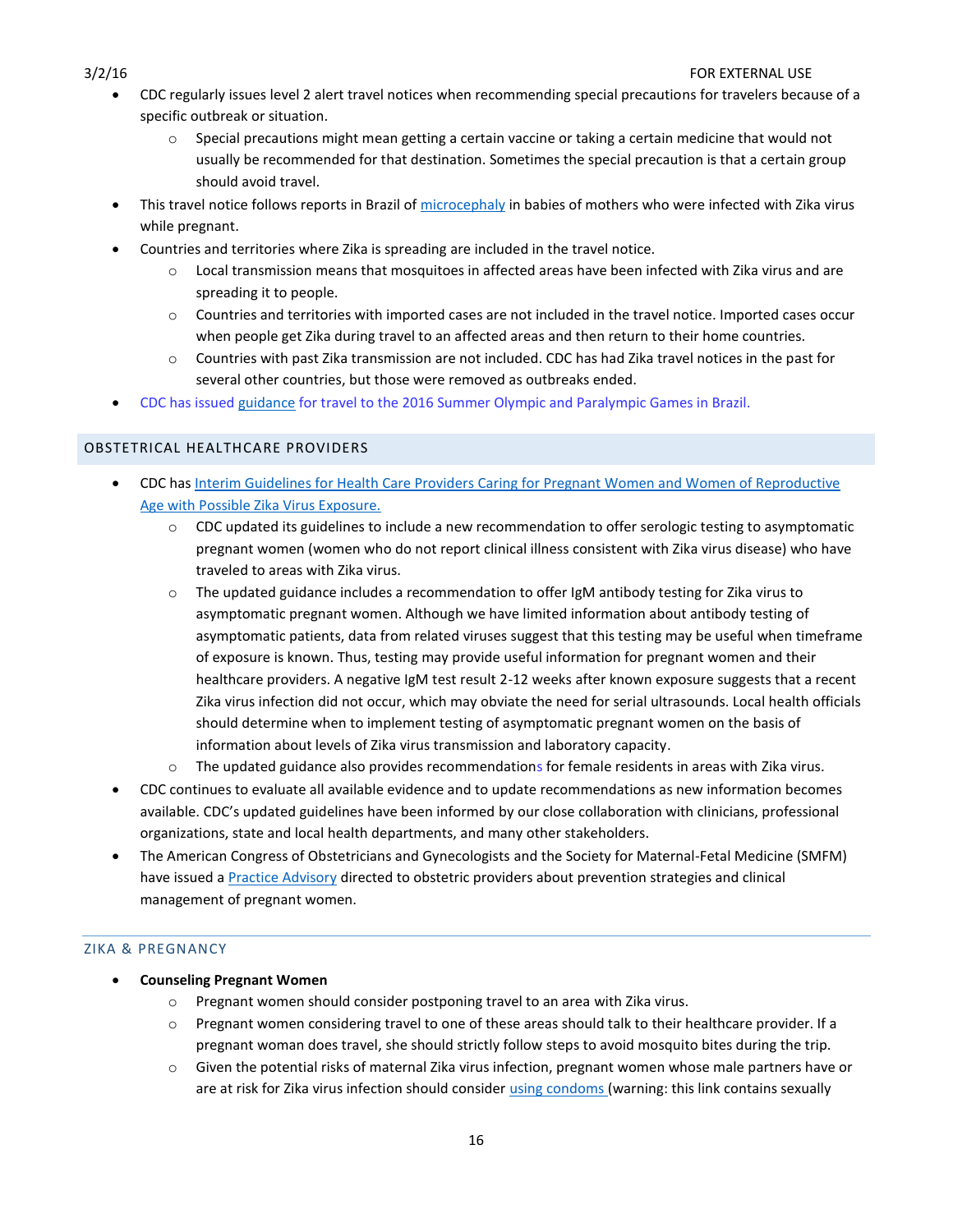- CDC regularly issues level 2 alert travel notices when recommending special precautions for travelers because of a specific outbreak or situation.
  - Special precautions might mean getting a certain vaccine or taking a certain medicine that would not usually be recommended for that destination. Sometimes the special precaution is that a certain group should avoid travel.
- This travel notice follows reports in Brazil of microcephaly in babies of mothers who were infected with Zika virus while pregnant.
- Countries and territories where Zika is spreading are included in the travel notice.
  - Local transmission means that mosquitoes in affected areas have been infected with Zika virus and are spreading it to people.
  - Countries and territories with imported cases are not included in the travel notice. Imported cases occur when people get Zika during travel to an affected areas and then return to their home countries.
  - Countries with past Zika transmission are not included. CDC has had Zika travel notices in the past for several other countries, but those were removed as outbreaks ended.
- CDC has issued guidance for travel to the 2016 Summer Olympic and Paralympic Games in Brazil.

## OBSTETRICAL HEALTHCARE PROVIDERS

- CDC has Interim Guidelines for Health Care Providers Caring for Pregnant Women and Women of Reproductive Age with Possible Zika Virus Exposure.
  - CDC updated its guidelines to include a new recommendation to offer serologic testing to asymptomatic pregnant women (women who do not report clinical illness consistent with Zika virus disease) who have traveled to areas with Zika virus.
  - The updated guidance includes a recommendation to offer IgM antibody testing for Zika virus to asymptomatic pregnant women. Although we have limited information about antibody testing of asymptomatic patients, data from related viruses suggest that this testing may be useful when timeframe of exposure is known. Thus, testing may provide useful information for pregnant women and their healthcare providers. A negative IgM test result 2-12 weeks after known exposure suggests that a recent Zika virus infection did not occur, which may obviate the need for serial ultrasounds. Local health officials should determine when to implement testing of asymptomatic pregnant women on the basis of information about levels of Zika virus transmission and laboratory capacity.
  - The updated guidance also provides recommendations for female residents in areas with Zika virus.
- CDC continues to evaluate all available evidence and to update recommendations as new information becomes available. CDC's updated guidelines have been informed by our close collaboration with clinicians, professional organizations, state and local health departments, and many other stakeholders.
- The American Congress of Obstetricians and Gynecologists and the Society for Maternal-Fetal Medicine (SMFM) have issued a Practice Advisory directed to obstetric providers about prevention strategies and clinical management of pregnant women.

## ZIKA & PREGNANCY

- **Counseling Pregnant Women**
  - Pregnant women should consider postponing travel to an area with Zika virus.
  - Pregnant women considering travel to one of these areas should talk to their healthcare provider. If a pregnant woman does travel, she should strictly follow steps to avoid mosquito bites during the trip.
  - Given the potential risks of maternal Zika virus infection, pregnant women whose male partners have or are at risk for Zika virus infection should consider using condoms (warning: this link contains sexually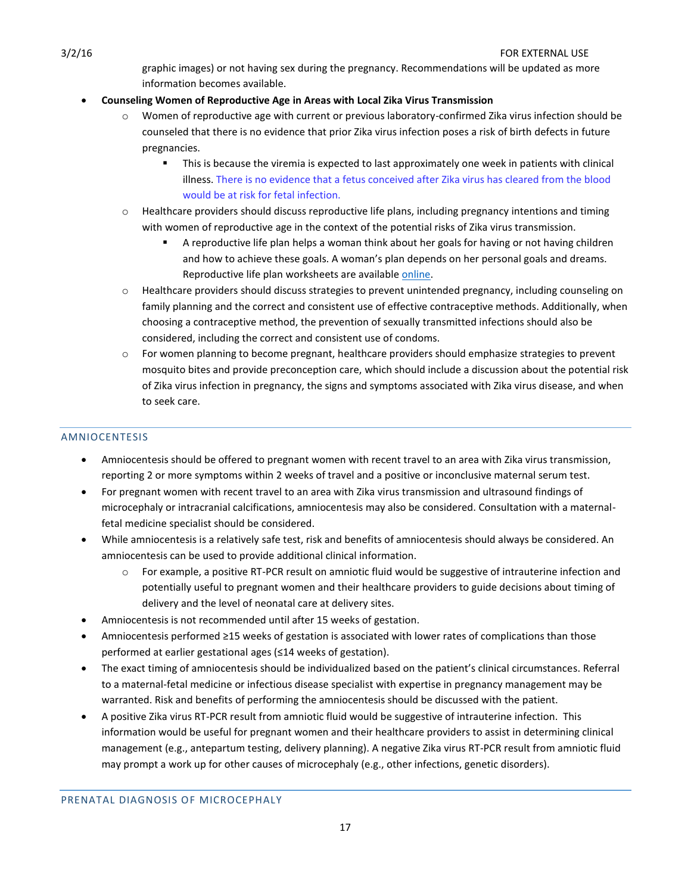graphic images) or not having sex during the pregnancy. Recommendations will be updated as more information becomes available.

- **Counseling Women of Reproductive Age in Areas with Local Zika Virus Transmission**
    - Women of reproductive age with current or previous laboratory-confirmed Zika virus infection should be counseled that there is no evidence that prior Zika virus infection poses a risk of birth defects in future pregnancies.
        - This is because the viremia is expected to last approximately one week in patients with clinical illness. There is no evidence that a fetus conceived after Zika virus has cleared from the blood would be at risk for fetal infection.
    - Healthcare providers should discuss reproductive life plans, including pregnancy intentions and timing with women of reproductive age in the context of the potential risks of Zika virus transmission.
        - A reproductive life plan helps a woman think about her goals for having or not having children and how to achieve these goals. A woman's plan depends on her personal goals and dreams. Reproductive life plan worksheets are available online.
    - Healthcare providers should discuss strategies to prevent unintended pregnancy, including counseling on family planning and the correct and consistent use of effective contraceptive methods. Additionally, when choosing a contraceptive method, the prevention of sexually transmitted infections should also be considered, including the correct and consistent use of condoms.
    - For women planning to become pregnant, healthcare providers should emphasize strategies to prevent mosquito bites and provide preconception care, which should include a discussion about the potential risk of Zika virus infection in pregnancy, the signs and symptoms associated with Zika virus disease, and when to seek care.

## AMNIOCENTESIS

- Amniocentesis should be offered to pregnant women with recent travel to an area with Zika virus transmission, reporting 2 or more symptoms within 2 weeks of travel and a positive or inconclusive maternal serum test.
- For pregnant women with recent travel to an area with Zika virus transmission and ultrasound findings of microcephaly or intracranial calcifications, amniocentesis may also be considered. Consultation with a maternal-fetal medicine specialist should be considered.
- While amniocentesis is a relatively safe test, risk and benefits of amniocentesis should always be considered. An amniocentesis can be used to provide additional clinical information.
    - For example, a positive RT-PCR result on amniotic fluid would be suggestive of intrauterine infection and potentially useful to pregnant women and their healthcare providers to guide decisions about timing of delivery and the level of neonatal care at delivery sites.
- Amniocentesis is not recommended until after 15 weeks of gestation.
- Amniocentesis performed ≥15 weeks of gestation is associated with lower rates of complications than those performed at earlier gestational ages (≤14 weeks of gestation).
- The exact timing of amniocentesis should be individualized based on the patient's clinical circumstances. Referral to a maternal-fetal medicine or infectious disease specialist with expertise in pregnancy management may be warranted. Risk and benefits of performing the amniocentesis should be discussed with the patient.
- A positive Zika virus RT-PCR result from amniotic fluid would be suggestive of intrauterine infection. This information would be useful for pregnant women and their healthcare providers to assist in determining clinical management (e.g., antepartum testing, delivery planning). A negative Zika virus RT-PCR result from amniotic fluid may prompt a work up for other causes of microcephaly (e.g., other infections, genetic disorders).

## PRENATAL DIAGNOSIS OF MICROCEPHALY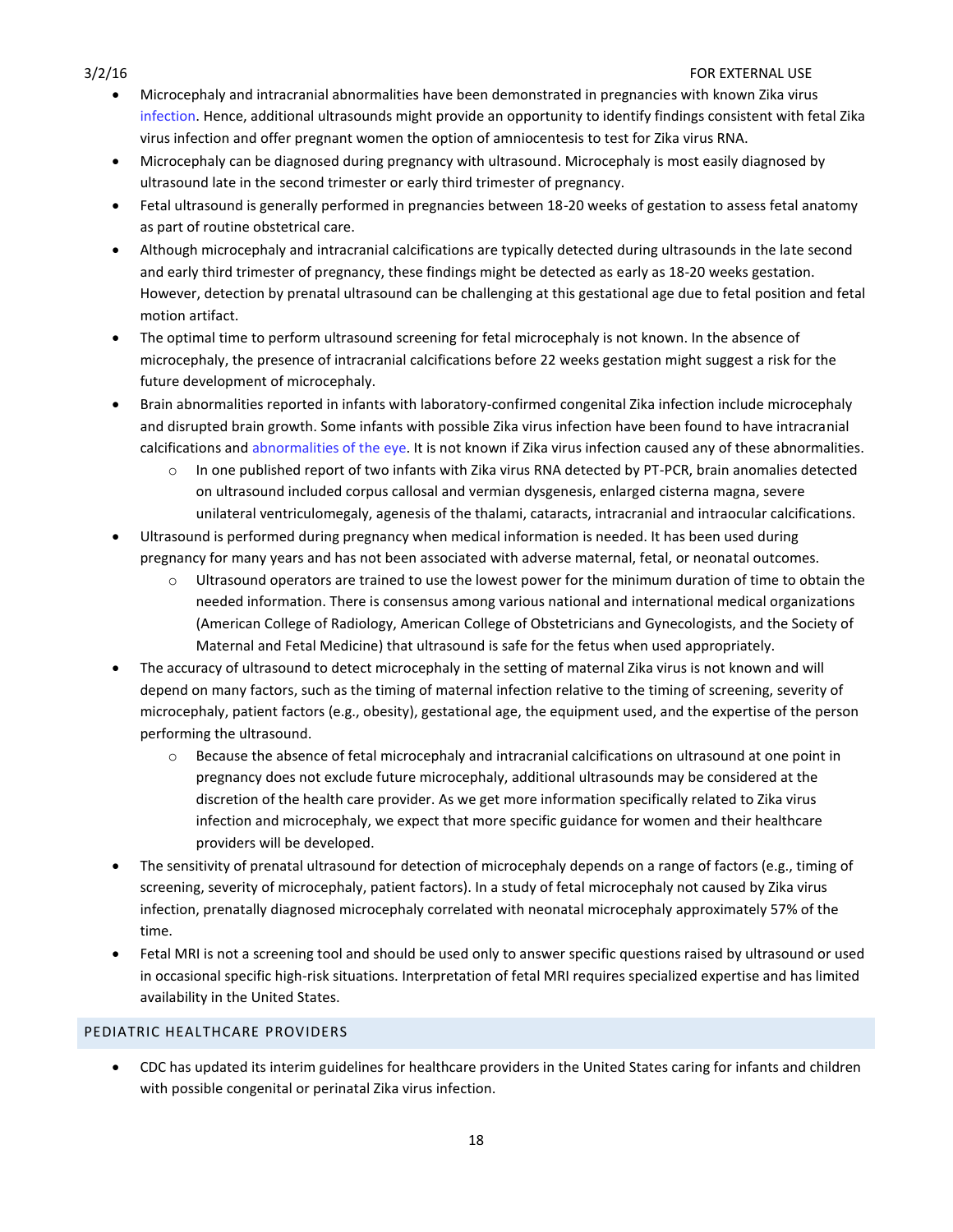- Microcephaly and intracranial abnormalities have been demonstrated in pregnancies with known Zika virus infection. Hence, additional ultrasounds might provide an opportunity to identify findings consistent with fetal Zika virus infection and offer pregnant women the option of amniocentesis to test for Zika virus RNA.
- Microcephaly can be diagnosed during pregnancy with ultrasound. Microcephaly is most easily diagnosed by ultrasound late in the second trimester or early third trimester of pregnancy.
- Fetal ultrasound is generally performed in pregnancies between 18-20 weeks of gestation to assess fetal anatomy as part of routine obstetrical care.
- Although microcephaly and intracranial calcifications are typically detected during ultrasounds in the late second and early third trimester of pregnancy, these findings might be detected as early as 18-20 weeks gestation. However, detection by prenatal ultrasound can be challenging at this gestational age due to fetal position and fetal motion artifact.
- The optimal time to perform ultrasound screening for fetal microcephaly is not known. In the absence of microcephaly, the presence of intracranial calcifications before 22 weeks gestation might suggest a risk for the future development of microcephaly.
- Brain abnormalities reported in infants with laboratory-confirmed congenital Zika infection include microcephaly and disrupted brain growth. Some infants with possible Zika virus infection have been found to have intracranial calcifications and abnormalities of the eye. It is not known if Zika virus infection caused any of these abnormalities.
  - In one published report of two infants with Zika virus RNA detected by PT-PCR, brain anomalies detected on ultrasound included corpus callosal and vermian dysgenesis, enlarged cisterna magna, severe unilateral ventriculomegaly, agenesis of the thalami, cataracts, intracranial and intraocular calcifications.
- Ultrasound is performed during pregnancy when medical information is needed. It has been used during pregnancy for many years and has not been associated with adverse maternal, fetal, or neonatal outcomes.
  - Ultrasound operators are trained to use the lowest power for the minimum duration of time to obtain the needed information. There is consensus among various national and international medical organizations (American College of Radiology, American College of Obstetricians and Gynecologists, and the Society of Maternal and Fetal Medicine) that ultrasound is safe for the fetus when used appropriately.
- The accuracy of ultrasound to detect microcephaly in the setting of maternal Zika virus is not known and will depend on many factors, such as the timing of maternal infection relative to the timing of screening, severity of microcephaly, patient factors (e.g., obesity), gestational age, the equipment used, and the expertise of the person performing the ultrasound.
  - Because the absence of fetal microcephaly and intracranial calcifications on ultrasound at one point in pregnancy does not exclude future microcephaly, additional ultrasounds may be considered at the discretion of the health care provider. As we get more information specifically related to Zika virus infection and microcephaly, we expect that more specific guidance for women and their healthcare providers will be developed.
- The sensitivity of prenatal ultrasound for detection of microcephaly depends on a range of factors (e.g., timing of screening, severity of microcephaly, patient factors). In a study of fetal microcephaly not caused by Zika virus infection, prenatally diagnosed microcephaly correlated with neonatal microcephaly approximately 57% of the time.
- Fetal MRI is not a screening tool and should be used only to answer specific questions raised by ultrasound or used in occasional specific high-risk situations. Interpretation of fetal MRI requires specialized expertise and has limited availability in the United States.

## PEDIATRIC HEALTHCARE PROVIDERS

- CDC has updated its interim guidelines for healthcare providers in the United States caring for infants and children with possible congenital or perinatal Zika virus infection.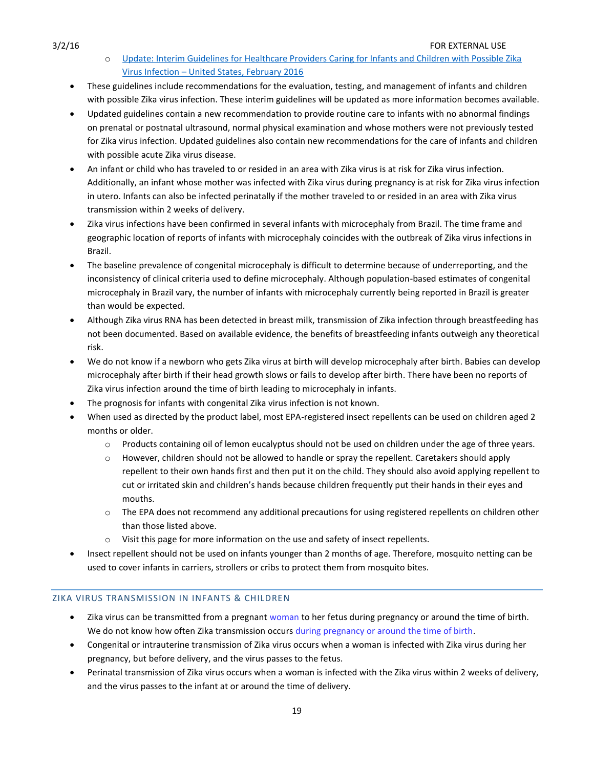- [Update: Interim Guidelines for Healthcare Providers Caring for Infants and Children with Possible Zika Virus Infection – United States, February 2016](#)

- These guidelines include recommendations for the evaluation, testing, and management of infants and children with possible Zika virus infection. These interim guidelines will be updated as more information becomes available.
- Updated guidelines contain a new recommendation to provide routine care to infants with no abnormal findings on prenatal or postnatal ultrasound, normal physical examination and whose mothers were not previously tested for Zika virus infection. Updated guidelines also contain new recommendations for the care of infants and children with possible acute Zika virus disease.
- An infant or child who has traveled to or resided in an area with Zika virus is at risk for Zika virus infection. Additionally, an infant whose mother was infected with Zika virus during pregnancy is at risk for Zika virus infection in utero. Infants can also be infected perinatally if the mother traveled to or resided in an area with Zika virus transmission within 2 weeks of delivery.
- Zika virus infections have been confirmed in several infants with microcephaly from Brazil. The time frame and geographic location of reports of infants with microcephaly coincides with the outbreak of Zika virus infections in Brazil.
- The baseline prevalence of congenital microcephaly is difficult to determine because of underreporting, and the inconsistency of clinical criteria used to define microcephaly. Although population-based estimates of congenital microcephaly in Brazil vary, the number of infants with microcephaly currently being reported in Brazil is greater than would be expected.
- Although Zika virus RNA has been detected in breast milk, transmission of Zika infection through breastfeeding has not been documented. Based on available evidence, the benefits of breastfeeding infants outweigh any theoretical risk.
- We do not know if a newborn who gets Zika virus at birth will develop microcephaly after birth. Babies can develop microcephaly after birth if their head growth slows or fails to develop after birth. There have been no reports of Zika virus infection around the time of birth leading to microcephaly in infants.
- The prognosis for infants with congenital Zika virus infection is not known.
- When used as directed by the product label, most EPA-registered insect repellents can be used on children aged 2 months or older.
  - Products containing oil of lemon eucalyptus should not be used on children under the age of three years.
  - However, children should not be allowed to handle or spray the repellent. Caretakers should apply repellent to their own hands first and then put it on the child. They should also avoid applying repellent to cut or irritated skin and children's hands because children frequently put their hands in their eyes and mouths.
  - The EPA does not recommend any additional precautions for using registered repellents on children other than those listed above.
  - Visit this page for more information on the use and safety of insect repellents.
- Insect repellent should not be used on infants younger than 2 months of age. Therefore, mosquito netting can be used to cover infants in carriers, strollers or cribs to protect them from mosquito bites.

## ZIKA VIRUS TRANSMISSION IN INFANTS & CHILDREN

- Zika virus can be transmitted from a pregnant woman to her fetus during pregnancy or around the time of birth. We do not know how often Zika transmission occurs during pregnancy or around the time of birth.
- Congenital or intrauterine transmission of Zika virus occurs when a woman is infected with Zika virus during her pregnancy, but before delivery, and the virus passes to the fetus.
- Perinatal transmission of Zika virus occurs when a woman is infected with the Zika virus within 2 weeks of delivery, and the virus passes to the infant at or around the time of delivery.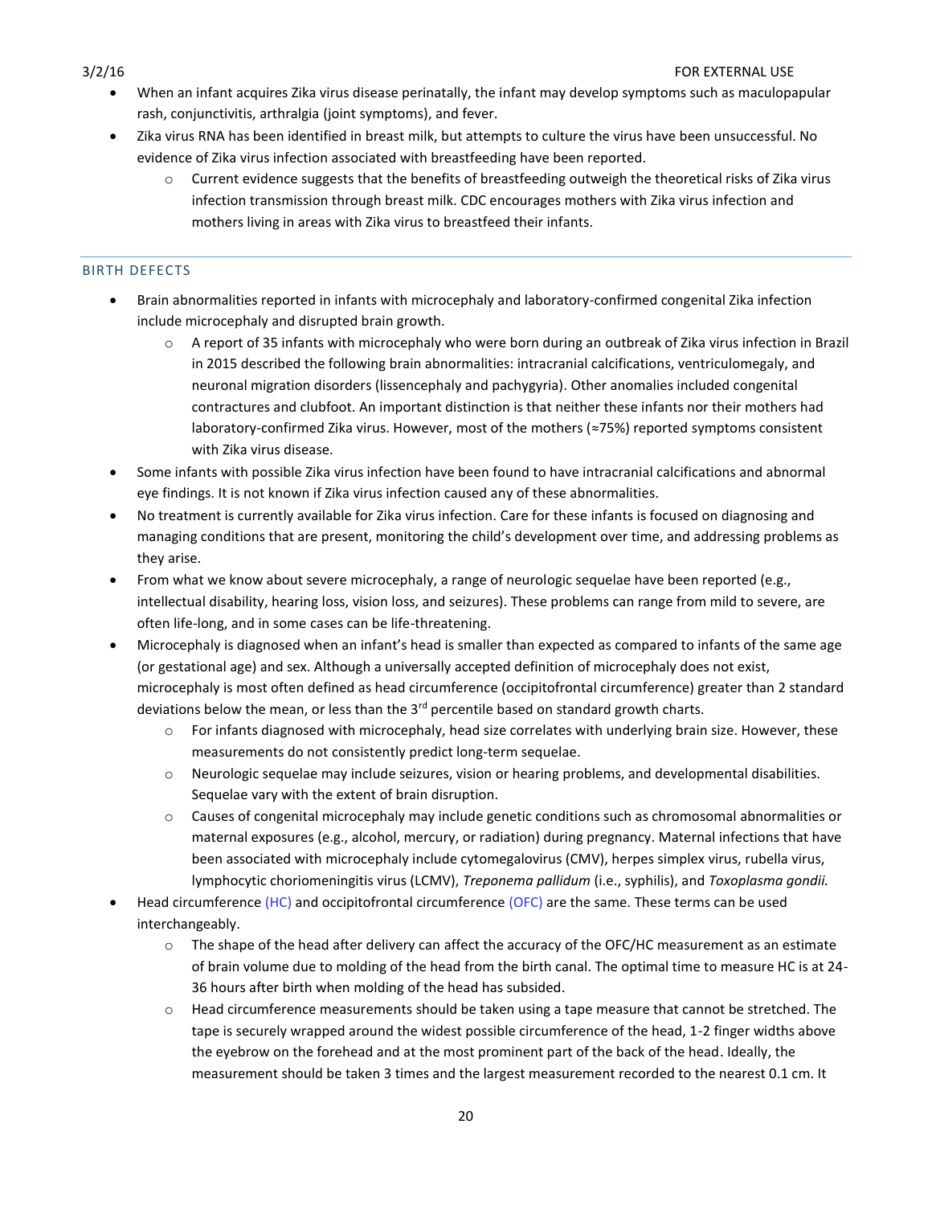- When an infant acquires Zika virus disease perinatally, the infant may develop symptoms such as maculopapular rash, conjunctivitis, arthralgia (joint symptoms), and fever.
- Zika virus RNA has been identified in breast milk, but attempts to culture the virus have been unsuccessful. No evidence of Zika virus infection associated with breastfeeding have been reported.
  - Current evidence suggests that the benefits of breastfeeding outweigh the theoretical risks of Zika virus infection transmission through breast milk. CDC encourages mothers with Zika virus infection and mothers living in areas with Zika virus to breastfeed their infants.

## BIRTH DEFECTS

- Brain abnormalities reported in infants with microcephaly and laboratory-confirmed congenital Zika infection include microcephaly and disrupted brain growth.
  - A report of 35 infants with microcephaly who were born during an outbreak of Zika virus infection in Brazil in 2015 described the following brain abnormalities: intracranial calcifications, ventriculomegaly, and neuronal migration disorders (lissencephaly and pachygyria). Other anomalies included congenital contractures and clubfoot. An important distinction is that neither these infants nor their mothers had laboratory-confirmed Zika virus. However, most of the mothers (≈75%) reported symptoms consistent with Zika virus disease.
- Some infants with possible Zika virus infection have been found to have intracranial calcifications and abnormal eye findings. It is not known if Zika virus infection caused any of these abnormalities.
- No treatment is currently available for Zika virus infection. Care for these infants is focused on diagnosing and managing conditions that are present, monitoring the child's development over time, and addressing problems as they arise.
- From what we know about severe microcephaly, a range of neurologic sequelae have been reported (e.g., intellectual disability, hearing loss, vision loss, and seizures). These problems can range from mild to severe, are often life-long, and in some cases can be life-threatening.
- Microcephaly is diagnosed when an infant's head is smaller than expected as compared to infants of the same age (or gestational age) and sex. Although a universally accepted definition of microcephaly does not exist, microcephaly is most often defined as head circumference (occipitofrontal circumference) greater than 2 standard deviations below the mean, or less than the 3rd percentile based on standard growth charts.
  - For infants diagnosed with microcephaly, head size correlates with underlying brain size. However, these measurements do not consistently predict long-term sequelae.
  - Neurologic sequelae may include seizures, vision or hearing problems, and developmental disabilities. Sequelae vary with the extent of brain disruption.
  - Causes of congenital microcephaly may include genetic conditions such as chromosomal abnormalities or maternal exposures (e.g., alcohol, mercury, or radiation) during pregnancy. Maternal infections that have been associated with microcephaly include cytomegalovirus (CMV), herpes simplex virus, rubella virus, lymphocytic choriomeningitis virus (LCMV), *Treponema pallidum* (i.e., syphilis), and *Toxoplasma gondii.*
- Head circumference (HC) and occipitofrontal circumference (OFC) are the same. These terms can be used interchangeably.
  - The shape of the head after delivery can affect the accuracy of the OFC/HC measurement as an estimate of brain volume due to molding of the head from the birth canal. The optimal time to measure HC is at 24-36 hours after birth when molding of the head has subsided.
  - Head circumference measurements should be taken using a tape measure that cannot be stretched. The tape is securely wrapped around the widest possible circumference of the head, 1-2 finger widths above the eyebrow on the forehead and at the most prominent part of the back of the head. Ideally, the measurement should be taken 3 times and the largest measurement recorded to the nearest 0.1 cm. It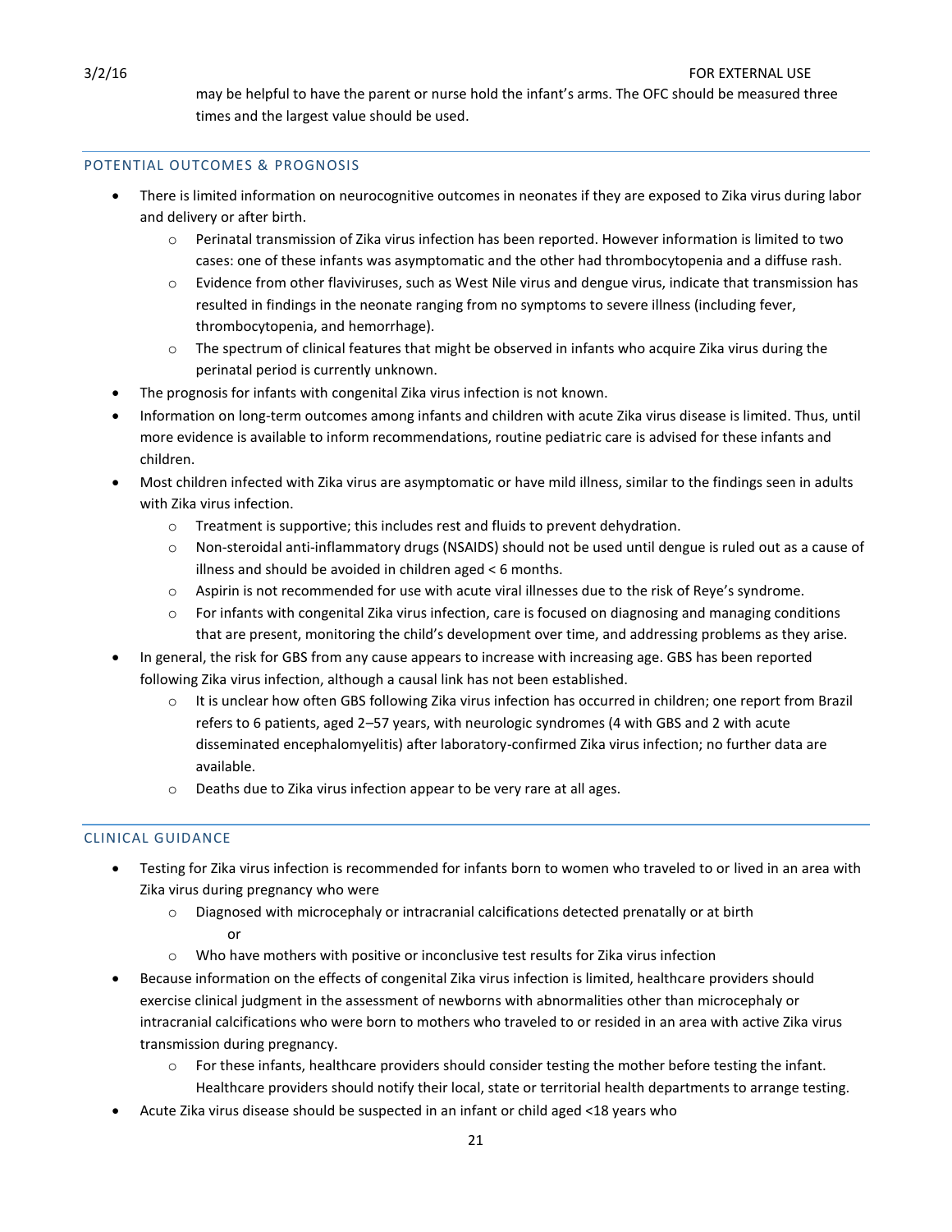may be helpful to have the parent or nurse hold the infant's arms. The OFC should be measured three times and the largest value should be used.

## POTENTIAL OUTCOMES & PROGNOSIS

- There is limited information on neurocognitive outcomes in neonates if they are exposed to Zika virus during labor and delivery or after birth.
  - Perinatal transmission of Zika virus infection has been reported. However information is limited to two cases: one of these infants was asymptomatic and the other had thrombocytopenia and a diffuse rash.
  - Evidence from other flaviviruses, such as West Nile virus and dengue virus, indicate that transmission has resulted in findings in the neonate ranging from no symptoms to severe illness (including fever, thrombocytopenia, and hemorrhage).
  - The spectrum of clinical features that might be observed in infants who acquire Zika virus during the perinatal period is currently unknown.
- The prognosis for infants with congenital Zika virus infection is not known.
- Information on long-term outcomes among infants and children with acute Zika virus disease is limited. Thus, until more evidence is available to inform recommendations, routine pediatric care is advised for these infants and children.
- Most children infected with Zika virus are asymptomatic or have mild illness, similar to the findings seen in adults with Zika virus infection.
  - Treatment is supportive; this includes rest and fluids to prevent dehydration.
  - Non-steroidal anti-inflammatory drugs (NSAIDS) should not be used until dengue is ruled out as a cause of illness and should be avoided in children aged < 6 months.
  - Aspirin is not recommended for use with acute viral illnesses due to the risk of Reye's syndrome.
  - For infants with congenital Zika virus infection, care is focused on diagnosing and managing conditions that are present, monitoring the child's development over time, and addressing problems as they arise.
- In general, the risk for GBS from any cause appears to increase with increasing age. GBS has been reported following Zika virus infection, although a causal link has not been established.
  - It is unclear how often GBS following Zika virus infection has occurred in children; one report from Brazil refers to 6 patients, aged 2–57 years, with neurologic syndromes (4 with GBS and 2 with acute disseminated encephalomyelitis) after laboratory-confirmed Zika virus infection; no further data are available.
  - Deaths due to Zika virus infection appear to be very rare at all ages.

## CLINICAL GUIDANCE

- Testing for Zika virus infection is recommended for infants born to women who traveled to or lived in an area with Zika virus during pregnancy who were
  - Diagnosed with microcephaly or intracranial calcifications detected prenatally or at birth

    or
  - Who have mothers with positive or inconclusive test results for Zika virus infection
- Because information on the effects of congenital Zika virus infection is limited, healthcare providers should exercise clinical judgment in the assessment of newborns with abnormalities other than microcephaly or intracranial calcifications who were born to mothers who traveled to or resided in an area with active Zika virus transmission during pregnancy.
  - For these infants, healthcare providers should consider testing the mother before testing the infant. Healthcare providers should notify their local, state or territorial health departments to arrange testing.
- Acute Zika virus disease should be suspected in an infant or child aged <18 years who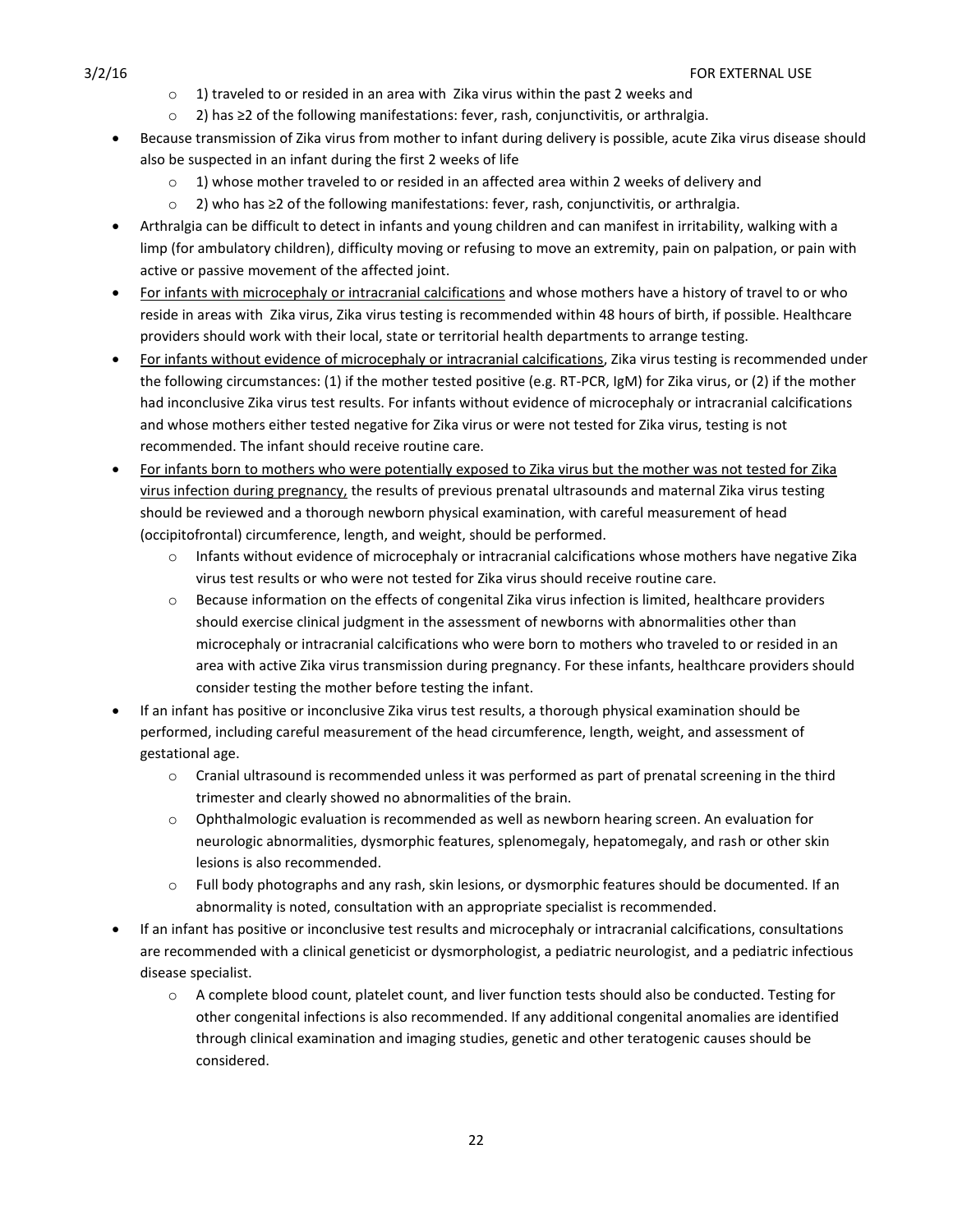- 1) traveled to or resided in an area with Zika virus within the past 2 weeks and
  - 2) has ≥2 of the following manifestations: fever, rash, conjunctivitis, or arthralgia.
- Because transmission of Zika virus from mother to infant during delivery is possible, acute Zika virus disease should also be suspected in an infant during the first 2 weeks of life
  - 1) whose mother traveled to or resided in an affected area within 2 weeks of delivery and
  - 2) who has ≥2 of the following manifestations: fever, rash, conjunctivitis, or arthralgia.
- Arthralgia can be difficult to detect in infants and young children and can manifest in irritability, walking with a limp (for ambulatory children), difficulty moving or refusing to move an extremity, pain on palpation, or pain with active or passive movement of the affected joint.
- <u>For infants with microcephaly or intracranial calcifications</u> and whose mothers have a history of travel to or who reside in areas with Zika virus, Zika virus testing is recommended within 48 hours of birth, if possible. Healthcare providers should work with their local, state or territorial health departments to arrange testing.
- <u>For infants without evidence of microcephaly or intracranial calcifications</u>, Zika virus testing is recommended under the following circumstances: (1) if the mother tested positive (e.g. RT-PCR, IgM) for Zika virus, or (2) if the mother had inconclusive Zika virus test results. For infants without evidence of microcephaly or intracranial calcifications and whose mothers either tested negative for Zika virus or were not tested for Zika virus, testing is not recommended. The infant should receive routine care.
- <u>For infants born to mothers who were potentially exposed to Zika virus but the mother was not tested for Zika virus infection during pregnancy,</u> the results of previous prenatal ultrasounds and maternal Zika virus testing should be reviewed and a thorough newborn physical examination, with careful measurement of head (occipitofrontal) circumference, length, and weight, should be performed.
  - Infants without evidence of microcephaly or intracranial calcifications whose mothers have negative Zika virus test results or who were not tested for Zika virus should receive routine care.
  - Because information on the effects of congenital Zika virus infection is limited, healthcare providers should exercise clinical judgment in the assessment of newborns with abnormalities other than microcephaly or intracranial calcifications who were born to mothers who traveled to or resided in an area with active Zika virus transmission during pregnancy. For these infants, healthcare providers should consider testing the mother before testing the infant.
- If an infant has positive or inconclusive Zika virus test results, a thorough physical examination should be performed, including careful measurement of the head circumference, length, weight, and assessment of gestational age.
  - Cranial ultrasound is recommended unless it was performed as part of prenatal screening in the third trimester and clearly showed no abnormalities of the brain.
  - Ophthalmologic evaluation is recommended as well as newborn hearing screen. An evaluation for neurologic abnormalities, dysmorphic features, splenomegaly, hepatomegaly, and rash or other skin lesions is also recommended.
  - Full body photographs and any rash, skin lesions, or dysmorphic features should be documented. If an abnormality is noted, consultation with an appropriate specialist is recommended.
- If an infant has positive or inconclusive test results and microcephaly or intracranial calcifications, consultations are recommended with a clinical geneticist or dysmorphologist, a pediatric neurologist, and a pediatric infectious disease specialist.
  - A complete blood count, platelet count, and liver function tests should also be conducted. Testing for other congenital infections is also recommended. If any additional congenital anomalies are identified through clinical examination and imaging studies, genetic and other teratogenic causes should be considered.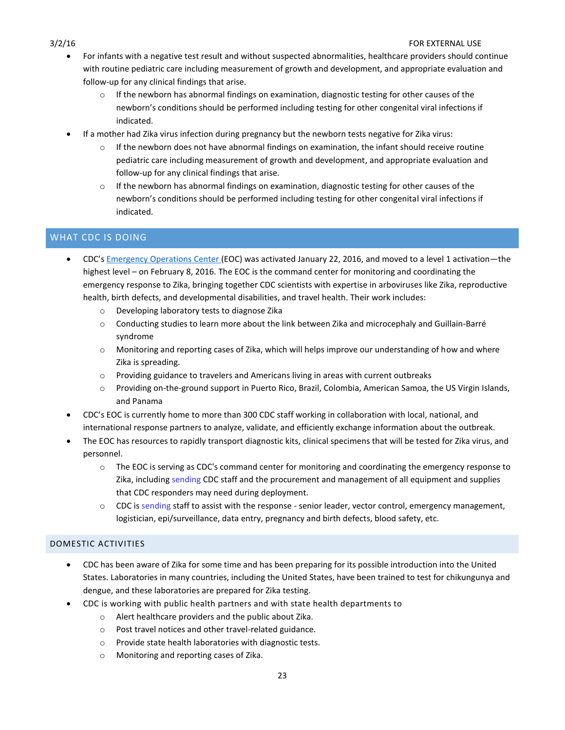- For infants with a negative test result and without suspected abnormalities, healthcare providers should continue with routine pediatric care including measurement of growth and development, and appropriate evaluation and follow-up for any clinical findings that arise.
  - If the newborn has abnormal findings on examination, diagnostic testing for other causes of the newborn's conditions should be performed including testing for other congenital viral infections if indicated.
- If a mother had Zika virus infection during pregnancy but the newborn tests negative for Zika virus:
  - If the newborn does not have abnormal findings on examination, the infant should receive routine pediatric care including measurement of growth and development, and appropriate evaluation and follow-up for any clinical findings that arise.
  - If the newborn has abnormal findings on examination, diagnostic testing for other causes of the newborn's conditions should be performed including testing for other congenital viral infections if indicated.

## WHAT CDC IS DOING

- CDC's Emergency Operations Center (EOC) was activated January 22, 2016, and moved to a level 1 activation—the highest level – on February 8, 2016. The EOC is the command center for monitoring and coordinating the emergency response to Zika, bringing together CDC scientists with expertise in arboviruses like Zika, reproductive health, birth defects, and developmental disabilities, and travel health. Their work includes:
  - Developing laboratory tests to diagnose Zika
  - Conducting studies to learn more about the link between Zika and microcephaly and Guillain-Barré syndrome
  - Monitoring and reporting cases of Zika, which will helps improve our understanding of how and where Zika is spreading.
  - Providing guidance to travelers and Americans living in areas with current outbreaks
  - Providing on-the-ground support in Puerto Rico, Brazil, Colombia, American Samoa, the US Virgin Islands, and Panama
- CDC's EOC is currently home to more than 300 CDC staff working in collaboration with local, national, and international response partners to analyze, validate, and efficiently exchange information about the outbreak.
- The EOC has resources to rapidly transport diagnostic kits, clinical specimens that will be tested for Zika virus, and personnel.
  - The EOC is serving as CDC's command center for monitoring and coordinating the emergency response to Zika, including sending CDC staff and the procurement and management of all equipment and supplies that CDC responders may need during deployment.
  - CDC is sending staff to assist with the response - senior leader, vector control, emergency management, logistician, epi/surveillance, data entry, pregnancy and birth defects, blood safety, etc.

### DOMESTIC ACTIVITIES

- CDC has been aware of Zika for some time and has been preparing for its possible introduction into the United States. Laboratories in many countries, including the United States, have been trained to test for chikungunya and dengue, and these laboratories are prepared for Zika testing.
- CDC is working with public health partners and with state health departments to
  - Alert healthcare providers and the public about Zika.
  - Post travel notices and other travel-related guidance.
  - Provide state health laboratories with diagnostic tests.
  - Monitoring and reporting cases of Zika.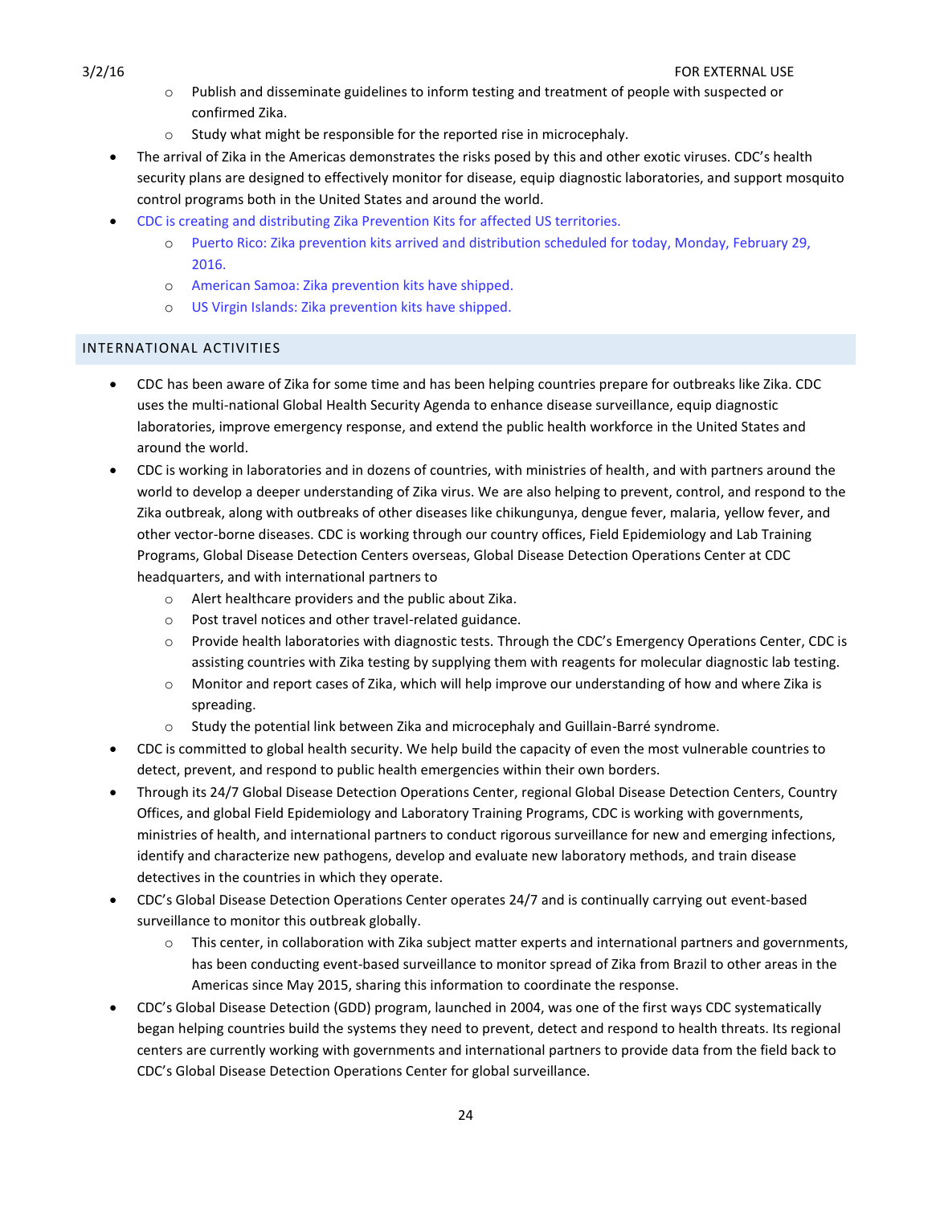- Publish and disseminate guidelines to inform testing and treatment of people with suspected or confirmed Zika.
    - Study what might be responsible for the reported rise in microcephaly.
- The arrival of Zika in the Americas demonstrates the risks posed by this and other exotic viruses. CDC's health security plans are designed to effectively monitor for disease, equip diagnostic laboratories, and support mosquito control programs both in the United States and around the world.
- CDC is creating and distributing Zika Prevention Kits for affected US territories.
    - Puerto Rico: Zika prevention kits arrived and distribution scheduled for today, Monday, February 29, 2016.
    - American Samoa: Zika prevention kits have shipped.
    - US Virgin Islands: Zika prevention kits have shipped.

## INTERNATIONAL ACTIVITIES

- CDC has been aware of Zika for some time and has been helping countries prepare for outbreaks like Zika. CDC uses the multi-national Global Health Security Agenda to enhance disease surveillance, equip diagnostic laboratories, improve emergency response, and extend the public health workforce in the United States and around the world.
- CDC is working in laboratories and in dozens of countries, with ministries of health, and with partners around the world to develop a deeper understanding of Zika virus. We are also helping to prevent, control, and respond to the Zika outbreak, along with outbreaks of other diseases like chikungunya, dengue fever, malaria, yellow fever, and other vector-borne diseases. CDC is working through our country offices, Field Epidemiology and Lab Training Programs, Global Disease Detection Centers overseas, Global Disease Detection Operations Center at CDC headquarters, and with international partners to
    - Alert healthcare providers and the public about Zika.
    - Post travel notices and other travel-related guidance.
    - Provide health laboratories with diagnostic tests. Through the CDC's Emergency Operations Center, CDC is assisting countries with Zika testing by supplying them with reagents for molecular diagnostic lab testing.
    - Monitor and report cases of Zika, which will help improve our understanding of how and where Zika is spreading.
    - Study the potential link between Zika and microcephaly and Guillain-Barré syndrome.
- CDC is committed to global health security. We help build the capacity of even the most vulnerable countries to detect, prevent, and respond to public health emergencies within their own borders.
- Through its 24/7 Global Disease Detection Operations Center, regional Global Disease Detection Centers, Country Offices, and global Field Epidemiology and Laboratory Training Programs, CDC is working with governments, ministries of health, and international partners to conduct rigorous surveillance for new and emerging infections, identify and characterize new pathogens, develop and evaluate new laboratory methods, and train disease detectives in the countries in which they operate.
- CDC's Global Disease Detection Operations Center operates 24/7 and is continually carrying out event-based surveillance to monitor this outbreak globally.
    - This center, in collaboration with Zika subject matter experts and international partners and governments, has been conducting event-based surveillance to monitor spread of Zika from Brazil to other areas in the Americas since May 2015, sharing this information to coordinate the response.
- CDC's Global Disease Detection (GDD) program, launched in 2004, was one of the first ways CDC systematically began helping countries build the systems they need to prevent, detect and respond to health threats. Its regional centers are currently working with governments and international partners to provide data from the field back to CDC's Global Disease Detection Operations Center for global surveillance.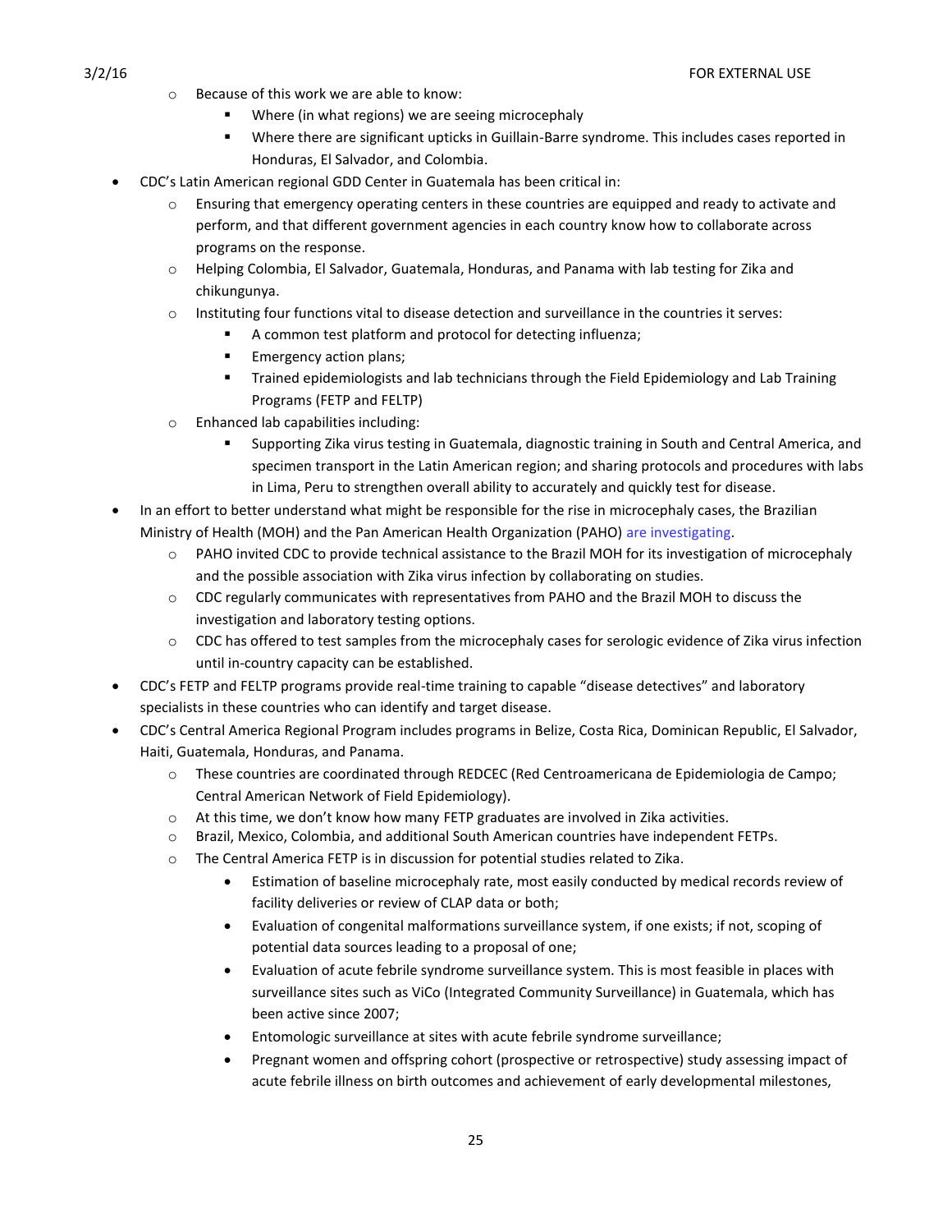- Because of this work we are able to know:
    - Where (in what regions) we are seeing microcephaly
    - Where there are significant upticks in Guillain-Barre syndrome. This includes cases reported in Honduras, El Salvador, and Colombia.
- CDC's Latin American regional GDD Center in Guatemala has been critical in:
  - Ensuring that emergency operating centers in these countries are equipped and ready to activate and perform, and that different government agencies in each country know how to collaborate across programs on the response.
  - Helping Colombia, El Salvador, Guatemala, Honduras, and Panama with lab testing for Zika and chikungunya.
  - Instituting four functions vital to disease detection and surveillance in the countries it serves:
    - A common test platform and protocol for detecting influenza;
    - Emergency action plans;
    - Trained epidemiologists and lab technicians through the Field Epidemiology and Lab Training Programs (FETP and FELTP)
  - Enhanced lab capabilities including:
    - Supporting Zika virus testing in Guatemala, diagnostic training in South and Central America, and specimen transport in the Latin American region; and sharing protocols and procedures with labs in Lima, Peru to strengthen overall ability to accurately and quickly test for disease.
- In an effort to better understand what might be responsible for the rise in microcephaly cases, the Brazilian Ministry of Health (MOH) and the Pan American Health Organization (PAHO) are investigating.
  - PAHO invited CDC to provide technical assistance to the Brazil MOH for its investigation of microcephaly and the possible association with Zika virus infection by collaborating on studies.
  - CDC regularly communicates with representatives from PAHO and the Brazil MOH to discuss the investigation and laboratory testing options.
  - CDC has offered to test samples from the microcephaly cases for serologic evidence of Zika virus infection until in-country capacity can be established.
- CDC's FETP and FELTP programs provide real-time training to capable "disease detectives" and laboratory specialists in these countries who can identify and target disease.
- CDC's Central America Regional Program includes programs in Belize, Costa Rica, Dominican Republic, El Salvador, Haiti, Guatemala, Honduras, and Panama.
  - These countries are coordinated through REDCEC (Red Centroamericana de Epidemiologia de Campo; Central American Network of Field Epidemiology).
  - At this time, we don't know how many FETP graduates are involved in Zika activities.
  - Brazil, Mexico, Colombia, and additional South American countries have independent FETPs.
  - The Central America FETP is in discussion for potential studies related to Zika.
    - Estimation of baseline microcephaly rate, most easily conducted by medical records review of facility deliveries or review of CLAP data or both;
    - Evaluation of congenital malformations surveillance system, if one exists; if not, scoping of potential data sources leading to a proposal of one;
    - Evaluation of acute febrile syndrome surveillance system. This is most feasible in places with surveillance sites such as ViCo (Integrated Community Surveillance) in Guatemala, which has been active since 2007;
    - Entomologic surveillance at sites with acute febrile syndrome surveillance;
    - Pregnant women and offspring cohort (prospective or retrospective) study assessing impact of acute febrile illness on birth outcomes and achievement of early developmental milestones,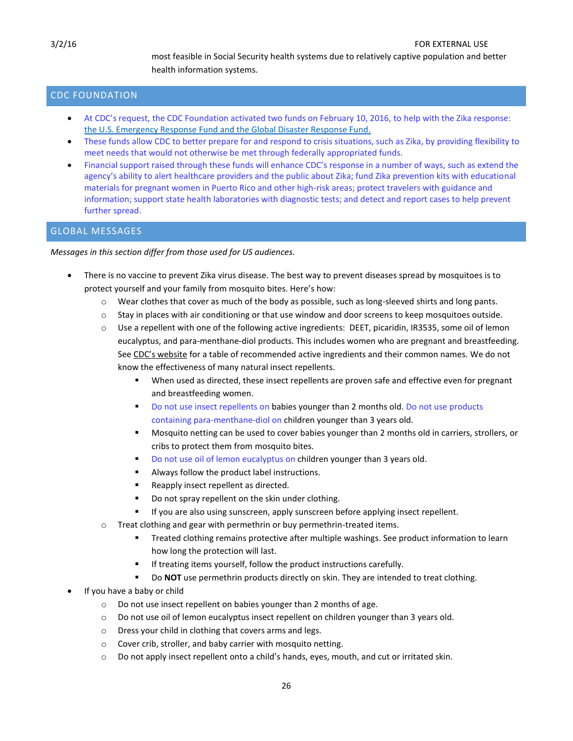most feasible in Social Security health systems due to relatively captive population and better health information systems.

## CDC FOUNDATION

- At CDC's request, the CDC Foundation activated two funds on February 10, 2016, to help with the Zika response: the U.S. Emergency Response Fund and the Global Disaster Response Fund.
- These funds allow CDC to better prepare for and respond to crisis situations, such as Zika, by providing flexibility to meet needs that would not otherwise be met through federally appropriated funds.
- Financial support raised through these funds will enhance CDC's response in a number of ways, such as extend the agency's ability to alert healthcare providers and the public about Zika; fund Zika prevention kits with educational materials for pregnant women in Puerto Rico and other high-risk areas; protect travelers with guidance and information; support state health laboratories with diagnostic tests; and detect and report cases to help prevent further spread.

## GLOBAL MESSAGES

*Messages in this section differ from those used for US audiences.*

- There is no vaccine to prevent Zika virus disease. The best way to prevent diseases spread by mosquitoes is to protect yourself and your family from mosquito bites. Here's how:
  - Wear clothes that cover as much of the body as possible, such as long-sleeved shirts and long pants.
  - Stay in places with air conditioning or that use window and door screens to keep mosquitoes outside.
  - Use a repellent with one of the following active ingredients: DEET, picaridin, IR3535, some oil of lemon eucalyptus, and para-menthane-diol products. This includes women who are pregnant and breastfeeding. See CDC's website for a table of recommended active ingredients and their common names. We do not know the effectiveness of many natural insect repellents.
    - When used as directed, these insect repellents are proven safe and effective even for pregnant and breastfeeding women.
    - Do not use insect repellents on babies younger than 2 months old. Do not use products containing para-menthane-diol on children younger than 3 years old.
    - Mosquito netting can be used to cover babies younger than 2 months old in carriers, strollers, or cribs to protect them from mosquito bites.
    - Do not use oil of lemon eucalyptus on children younger than 3 years old.
    - Always follow the product label instructions.
    - Reapply insect repellent as directed.
    - Do not spray repellent on the skin under clothing.
    - If you are also using sunscreen, apply sunscreen before applying insect repellent.
  - Treat clothing and gear with permethrin or buy permethrin-treated items.
    - Treated clothing remains protective after multiple washings. See product information to learn how long the protection will last.
    - If treating items yourself, follow the product instructions carefully.
    - Do **NOT** use permethrin products directly on skin. They are intended to treat clothing.
- If you have a baby or child
  - Do not use insect repellent on babies younger than 2 months of age.
  - Do not use oil of lemon eucalyptus insect repellent on children younger than 3 years old.
  - Dress your child in clothing that covers arms and legs.
  - Cover crib, stroller, and baby carrier with mosquito netting.
  - Do not apply insect repellent onto a child's hands, eyes, mouth, and cut or irritated skin.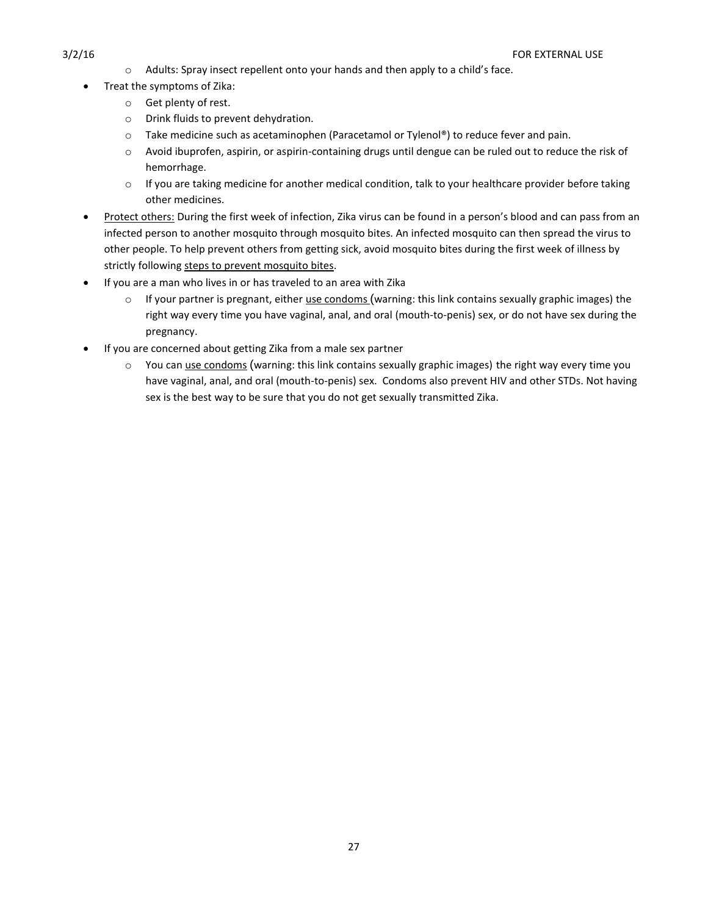- Adults: Spray insect repellent onto your hands and then apply to a child's face.
- Treat the symptoms of Zika:
  - Get plenty of rest.
  - Drink fluids to prevent dehydration.
  - Take medicine such as acetaminophen (Paracetamol or Tylenol®) to reduce fever and pain.
  - Avoid ibuprofen, aspirin, or aspirin-containing drugs until dengue can be ruled out to reduce the risk of hemorrhage.
  - If you are taking medicine for another medical condition, talk to your healthcare provider before taking other medicines.
- Protect others: During the first week of infection, Zika virus can be found in a person's blood and can pass from an infected person to another mosquito through mosquito bites. An infected mosquito can then spread the virus to other people. To help prevent others from getting sick, avoid mosquito bites during the first week of illness by strictly following steps to prevent mosquito bites.
- If you are a man who lives in or has traveled to an area with Zika
  - If your partner is pregnant, either use condoms (warning: this link contains sexually graphic images) the right way every time you have vaginal, anal, and oral (mouth-to-penis) sex, or do not have sex during the pregnancy.
- If you are concerned about getting Zika from a male sex partner
  - You can use condoms (warning: this link contains sexually graphic images) the right way every time you have vaginal, anal, and oral (mouth-to-penis) sex. Condoms also prevent HIV and other STDs. Not having sex is the best way to be sure that you do not get sexually transmitted Zika.